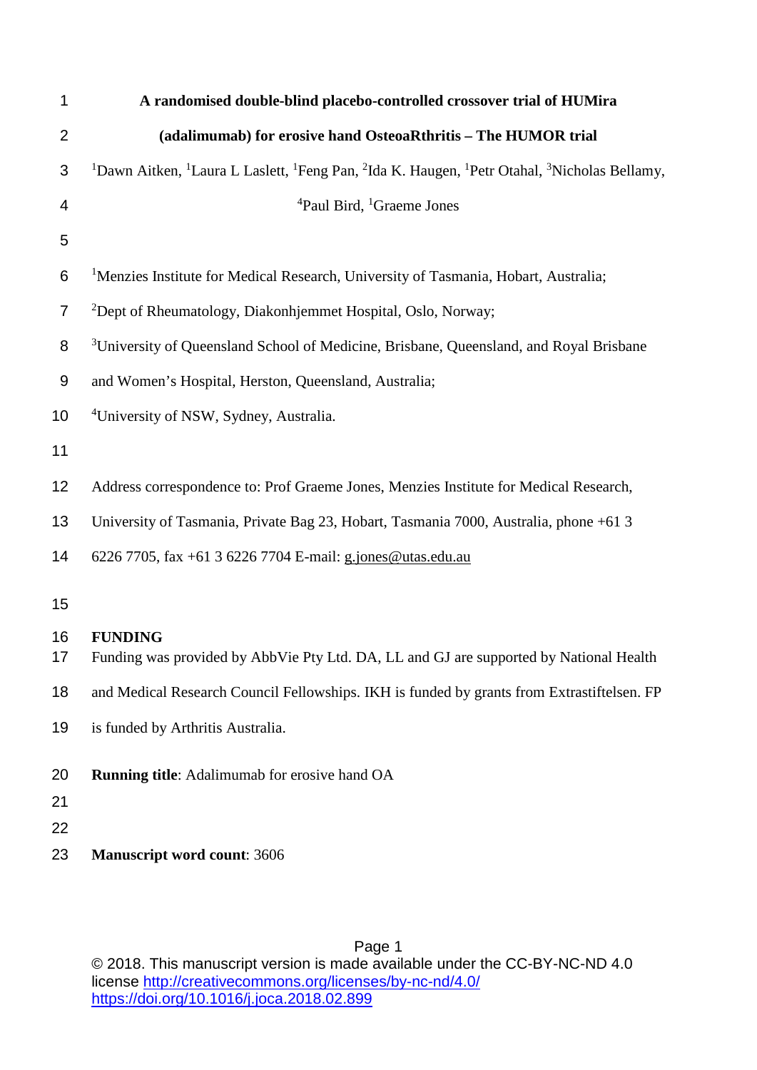# A randomised double-blind placebo-controlled crossover trial of HUMira (adalimumab) for erosive hand OsteoaRthritis – The HUMOR trial

[1]Dawn Aitken, [1]Laura L Laslett, [1]Feng Pan, [2]Ida K. Haugen, [1]Petr Otahal, [3]Nicholas Bellamy, [4]Paul Bird, [1]Graeme Jones

[1]Menzies Institute for Medical Research, University of Tasmania, Hobart, Australia;
[2]Dept of Rheumatology, Diakonhjemmet Hospital, Oslo, Norway;
[3]University of Queensland School of Medicine, Brisbane, Queensland, and Royal Brisbane and Women's Hospital, Herston, Queensland, Australia;
[4]University of NSW, Sydney, Australia.

Address correspondence to: Prof Graeme Jones, Menzies Institute for Medical Research, University of Tasmania, Private Bag 23, Hobart, Tasmania 7000, Australia, phone +61 3 6226 7705, fax +61 3 6226 7704 E-mail: g.jones@utas.edu.au

**FUNDING**
Funding was provided by AbbVie Pty Ltd. DA, LL and GJ are supported by National Health and Medical Research Council Fellowships. IKH is funded by grants from Extrastiftelsen. FP is funded by Arthritis Australia.

**Running title**: Adalimumab for erosive hand OA

**Manuscript word count**: 3606

© 2018. This manuscript version is made available under the CC-BY-NC-ND 4.0 license http://creativecommons.org/licenses/by-nc-nd/4.0/
https://doi.org/10.1016/j.joca.2018.02.899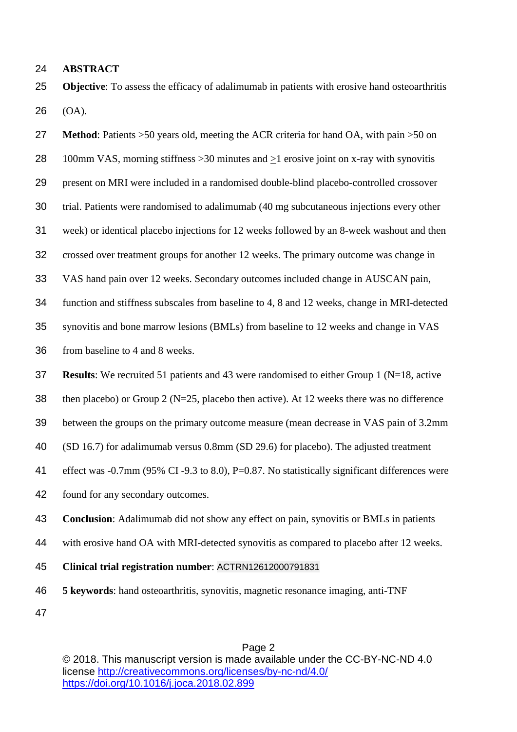## ABSTRACT

**Objective**: To assess the efficacy of adalimumab in patients with erosive hand osteoarthritis (OA).

**Method**: Patients >50 years old, meeting the ACR criteria for hand OA, with pain >50 on 100mm VAS, morning stiffness >30 minutes and ≥1 erosive joint on x-ray with synovitis present on MRI were included in a randomised double-blind placebo-controlled crossover trial. Patients were randomised to adalimumab (40 mg subcutaneous injections every other week) or identical placebo injections for 12 weeks followed by an 8-week washout and then crossed over treatment groups for another 12 weeks. The primary outcome was change in VAS hand pain over 12 weeks. Secondary outcomes included change in AUSCAN pain, function and stiffness subscales from baseline to 4, 8 and 12 weeks, change in MRI-detected synovitis and bone marrow lesions (BMLs) from baseline to 12 weeks and change in VAS from baseline to 4 and 8 weeks.

**Results**: We recruited 51 patients and 43 were randomised to either Group 1 (N=18, active then placebo) or Group 2 (N=25, placebo then active). At 12 weeks there was no difference between the groups on the primary outcome measure (mean decrease in VAS pain of 3.2mm (SD 16.7) for adalimumab versus 0.8mm (SD 29.6) for placebo). The adjusted treatment effect was -0.7mm (95% CI -9.3 to 8.0), P=0.87. No statistically significant differences were found for any secondary outcomes.

**Conclusion**: Adalimumab did not show any effect on pain, synovitis or BMLs in patients with erosive hand OA with MRI-detected synovitis as compared to placebo after 12 weeks.

**Clinical trial registration number**: ACTRN12612000791831

**5 keywords**: hand osteoarthritis, synovitis, magnetic resonance imaging, anti-TNF

© 2018. This manuscript version is made available under the CC-BY-NC-ND 4.0 license http://creativecommons.org/licenses/by-nc-nd/4.0/
https://doi.org/10.1016/j.joca.2018.02.899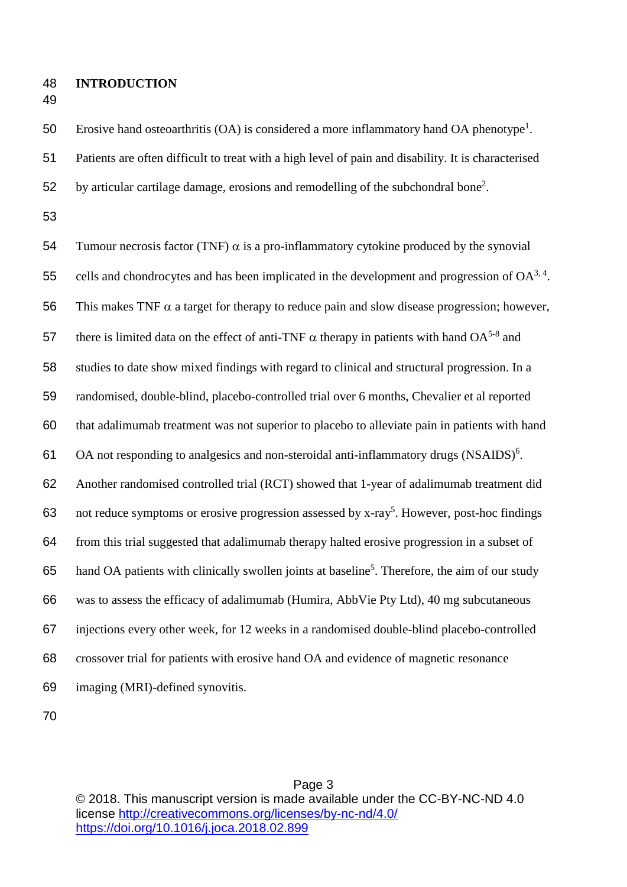# INTRODUCTION

Erosive hand osteoarthritis (OA) is considered a more inflammatory hand OA phenotype[1]. Patients are often difficult to treat with a high level of pain and disability. It is characterised by articular cartilage damage, erosions and remodelling of the subchondral bone[2].

Tumour necrosis factor (TNF) $\alpha$ is a pro-inflammatory cytokine produced by the synovial cells and chondrocytes and has been implicated in the development and progression of OA[3, 4]. This makes TNF $\alpha$ a target for therapy to reduce pain and slow disease progression; however, there is limited data on the effect of anti-TNF $\alpha$ therapy in patients with hand OA[5-8] and studies to date show mixed findings with regard to clinical and structural progression. In a randomised, double-blind, placebo-controlled trial over 6 months, Chevalier et al reported that adalimumab treatment was not superior to placebo to alleviate pain in patients with hand OA not responding to analgesics and non-steroidal anti-inflammatory drugs (NSAIDS)[6]. Another randomised controlled trial (RCT) showed that 1-year of adalimumab treatment did not reduce symptoms or erosive progression assessed by x-ray[5]. However, post-hoc findings from this trial suggested that adalimumab therapy halted erosive progression in a subset of hand OA patients with clinically swollen joints at baseline[5]. Therefore, the aim of our study was to assess the efficacy of adalimumab (Humira, AbbVie Pty Ltd), 40 mg subcutaneous injections every other week, for 12 weeks in a randomised double-blind placebo-controlled crossover trial for patients with erosive hand OA and evidence of magnetic resonance imaging (MRI)-defined synovitis.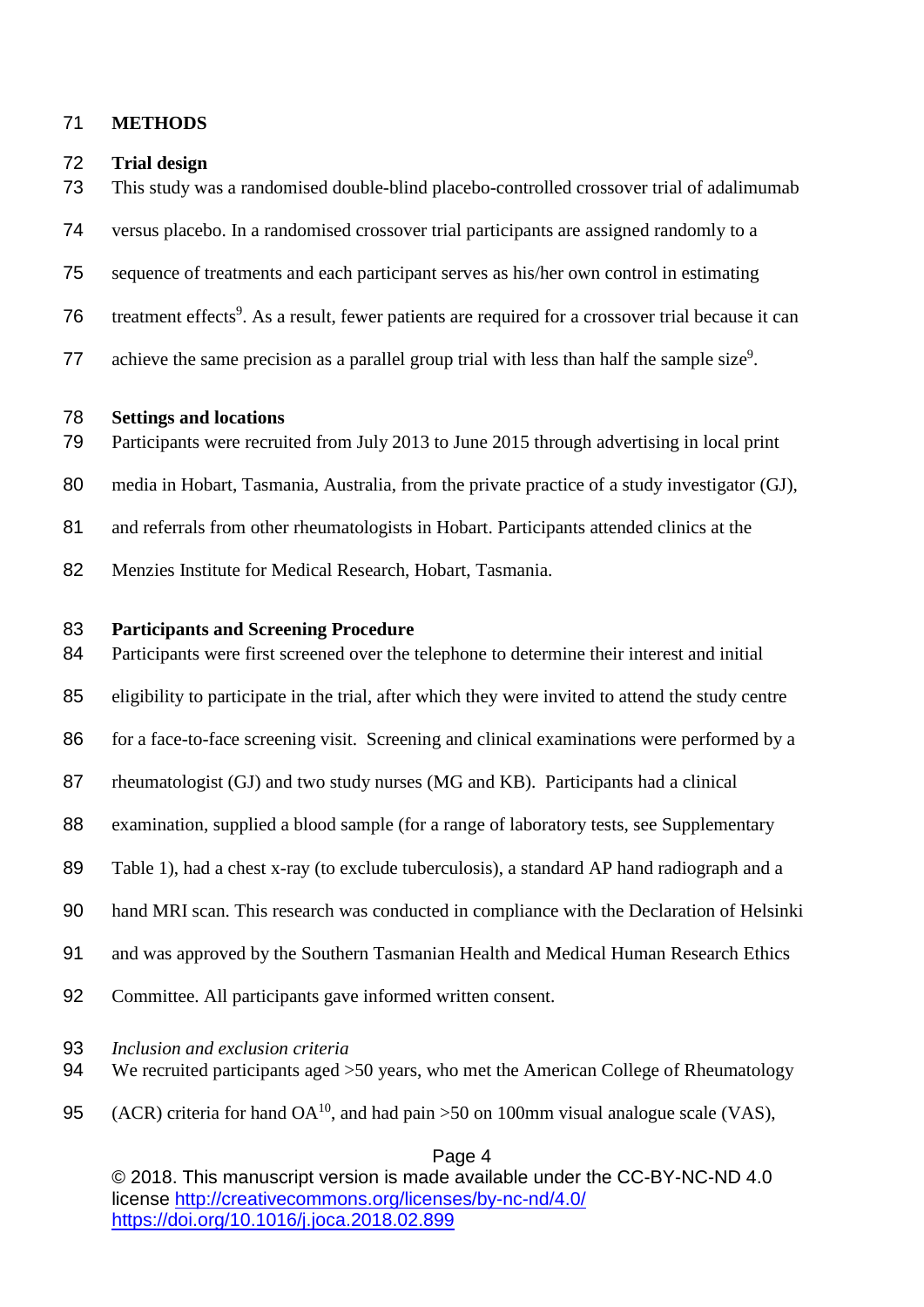## METHODS

### Trial design

This study was a randomised double-blind placebo-controlled crossover trial of adalimumab versus placebo. In a randomised crossover trial participants are assigned randomly to a sequence of treatments and each participant serves as his/her own control in estimating treatment effects[9]. As a result, fewer patients are required for a crossover trial because it can achieve the same precision as a parallel group trial with less than half the sample size[9].

### Settings and locations

Participants were recruited from July 2013 to June 2015 through advertising in local print media in Hobart, Tasmania, Australia, from the private practice of a study investigator (GJ), and referrals from other rheumatologists in Hobart. Participants attended clinics at the Menzies Institute for Medical Research, Hobart, Tasmania.

### Participants and Screening Procedure

Participants were first screened over the telephone to determine their interest and initial eligibility to participate in the trial, after which they were invited to attend the study centre for a face-to-face screening visit. Screening and clinical examinations were performed by a rheumatologist (GJ) and two study nurses (MG and KB). Participants had a clinical examination, supplied a blood sample (for a range of laboratory tests, see Supplementary Table 1), had a chest x-ray (to exclude tuberculosis), a standard AP hand radiograph and a hand MRI scan. This research was conducted in compliance with the Declaration of Helsinki and was approved by the Southern Tasmanian Health and Medical Human Research Ethics Committee. All participants gave informed written consent.

*Inclusion and exclusion criteria*

We recruited participants aged >50 years, who met the American College of Rheumatology (ACR) criteria for hand OA[10], and had pain >50 on 100mm visual analogue scale (VAS),

© 2018. This manuscript version is made available under the CC-BY-NC-ND 4.0 license http://creativecommons.org/licenses/by-nc-nd/4.0/
https://doi.org/10.1016/j.joca.2018.02.899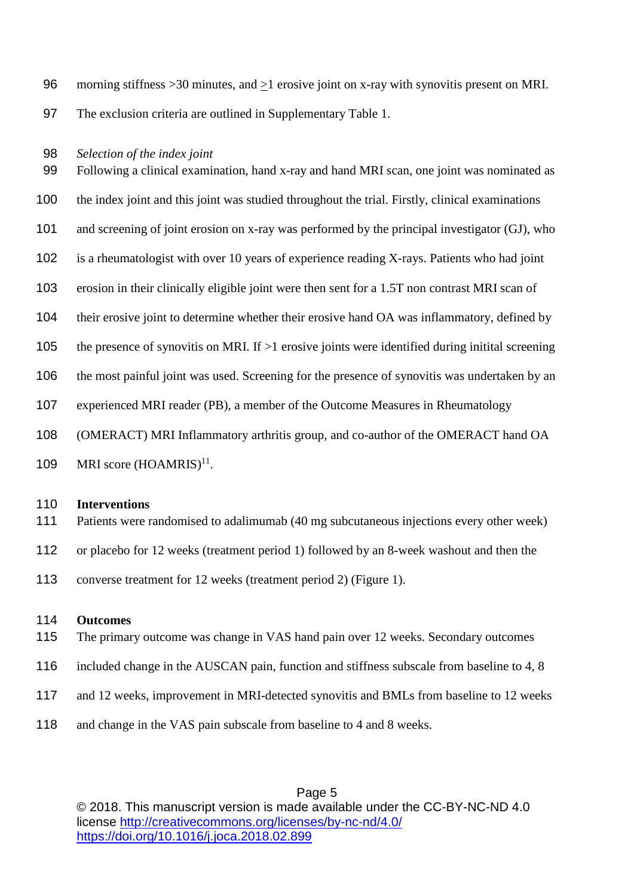morning stiffness >30 minutes, and ≥1 erosive joint on x-ray with synovitis present on MRI. The exclusion criteria are outlined in Supplementary Table 1.

*Selection of the index joint*

Following a clinical examination, hand x-ray and hand MRI scan, one joint was nominated as the index joint and this joint was studied throughout the trial. Firstly, clinical examinations and screening of joint erosion on x-ray was performed by the principal investigator (GJ), who is a rheumatologist with over 10 years of experience reading X-rays. Patients who had joint erosion in their clinically eligible joint were then sent for a 1.5T non contrast MRI scan of their erosive joint to determine whether their erosive hand OA was inflammatory, defined by the presence of synovitis on MRI. If >1 erosive joints were identified during initital screening the most painful joint was used. Screening for the presence of synovitis was undertaken by an experienced MRI reader (PB), a member of the Outcome Measures in Rheumatology (OMERACT) MRI Inflammatory arthritis group, and co-author of the OMERACT hand OA MRI score (HOAMRIS)[11].

**Interventions**

Patients were randomised to adalimumab (40 mg subcutaneous injections every other week) or placebo for 12 weeks (treatment period 1) followed by an 8-week washout and then the converse treatment for 12 weeks (treatment period 2) (Figure 1).

**Outcomes**

The primary outcome was change in VAS hand pain over 12 weeks. Secondary outcomes included change in the AUSCAN pain, function and stiffness subscale from baseline to 4, 8 and 12 weeks, improvement in MRI-detected synovitis and BMLs from baseline to 12 weeks and change in the VAS pain subscale from baseline to 4 and 8 weeks.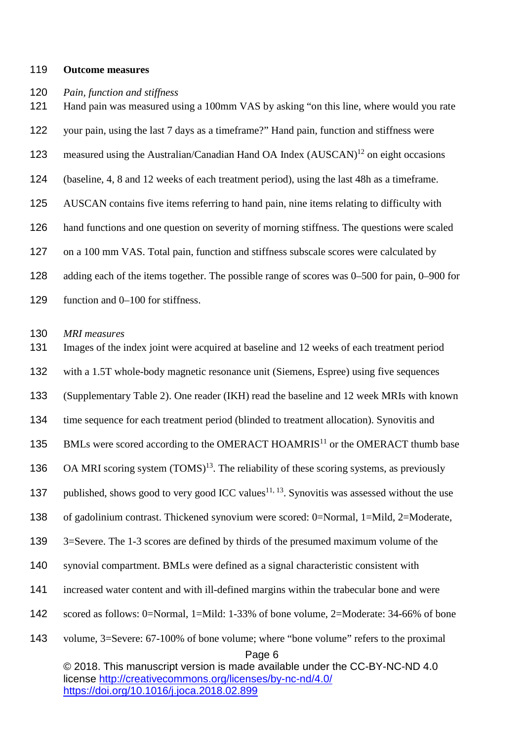**Outcome measures**

*Pain, function and stiffness*

Hand pain was measured using a 100mm VAS by asking “on this line, where would you rate your pain, using the last 7 days as a timeframe?” Hand pain, function and stiffness were measured using the Australian/Canadian Hand OA Index (AUSCAN)[12] on eight occasions (baseline, 4, 8 and 12 weeks of each treatment period), using the last 48h as a timeframe. AUSCAN contains five items referring to hand pain, nine items relating to difficulty with hand functions and one question on severity of morning stiffness. The questions were scaled on a 100 mm VAS. Total pain, function and stiffness subscale scores were calculated by adding each of the items together. The possible range of scores was 0–500 for pain, 0–900 for function and 0–100 for stiffness.

*MRI measures*

Images of the index joint were acquired at baseline and 12 weeks of each treatment period with a 1.5T whole-body magnetic resonance unit (Siemens, Espree) using five sequences (Supplementary Table 2). One reader (IKH) read the baseline and 12 week MRIs with known time sequence for each treatment period (blinded to treatment allocation). Synovitis and BMLs were scored according to the OMERACT HOAMRIS[11] or the OMERACT thumb base OA MRI scoring system (TOMS)[13]. The reliability of these scoring systems, as previously published, shows good to very good ICC values[11, 13]. Synovitis was assessed without the use of gadolinium contrast. Thickened synovium were scored: 0=Normal, 1=Mild, 2=Moderate, 3=Severe. The 1-3 scores are defined by thirds of the presumed maximum volume of the synovial compartment. BMLs were defined as a signal characteristic consistent with increased water content and with ill-defined margins within the trabecular bone and were scored as follows: 0=Normal, 1=Mild: 1-33% of bone volume, 2=Moderate: 34-66% of bone volume, 3=Severe: 67-100% of bone volume; where “bone volume” refers to the proximal

© 2018. This manuscript version is made available under the CC-BY-NC-ND 4.0 license http://creativecommons.org/licenses/by-nc-nd/4.0/
https://doi.org/10.1016/j.joca.2018.02.899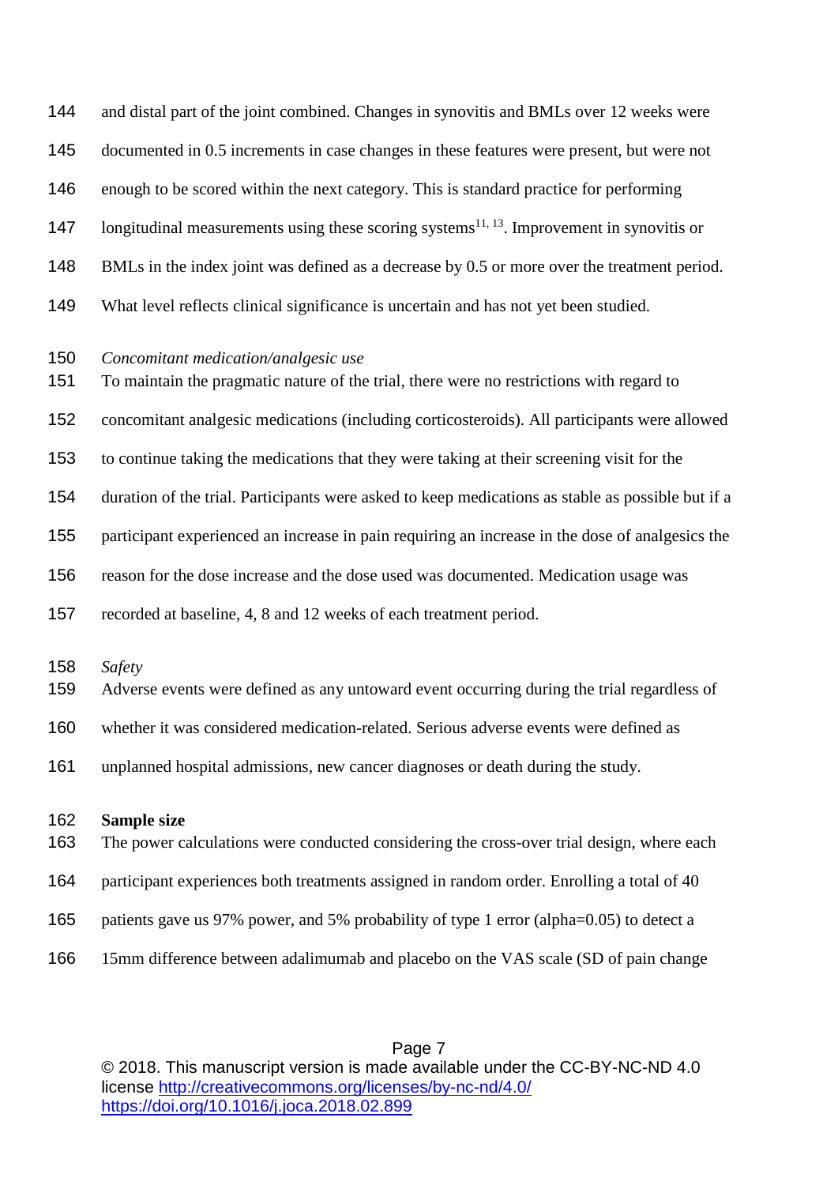and distal part of the joint combined. Changes in synovitis and BMLs over 12 weeks were documented in 0.5 increments in case changes in these features were present, but were not enough to be scored within the next category. This is standard practice for performing longitudinal measurements using these scoring systems[11, 13]. Improvement in synovitis or BMLs in the index joint was defined as a decrease by 0.5 or more over the treatment period. What level reflects clinical significance is uncertain and has not yet been studied.

*Concomitant medication/analgesic use*

To maintain the pragmatic nature of the trial, there were no restrictions with regard to concomitant analgesic medications (including corticosteroids). All participants were allowed to continue taking the medications that they were taking at their screening visit for the duration of the trial. Participants were asked to keep medications as stable as possible but if a participant experienced an increase in pain requiring an increase in the dose of analgesics the reason for the dose increase and the dose used was documented. Medication usage was recorded at baseline, 4, 8 and 12 weeks of each treatment period.

*Safety*

Adverse events were defined as any untoward event occurring during the trial regardless of whether it was considered medication-related. Serious adverse events were defined as unplanned hospital admissions, new cancer diagnoses or death during the study.

**Sample size**

The power calculations were conducted considering the cross-over trial design, where each participant experiences both treatments assigned in random order. Enrolling a total of 40 patients gave us 97% power, and 5% probability of type 1 error (alpha=0.05) to detect a 15mm difference between adalimumab and placebo on the VAS scale (SD of pain change

© 2018. This manuscript version is made available under the CC-BY-NC-ND 4.0 license http://creativecommons.org/licenses/by-nc-nd/4.0/
https://doi.org/10.1016/j.joca.2018.02.899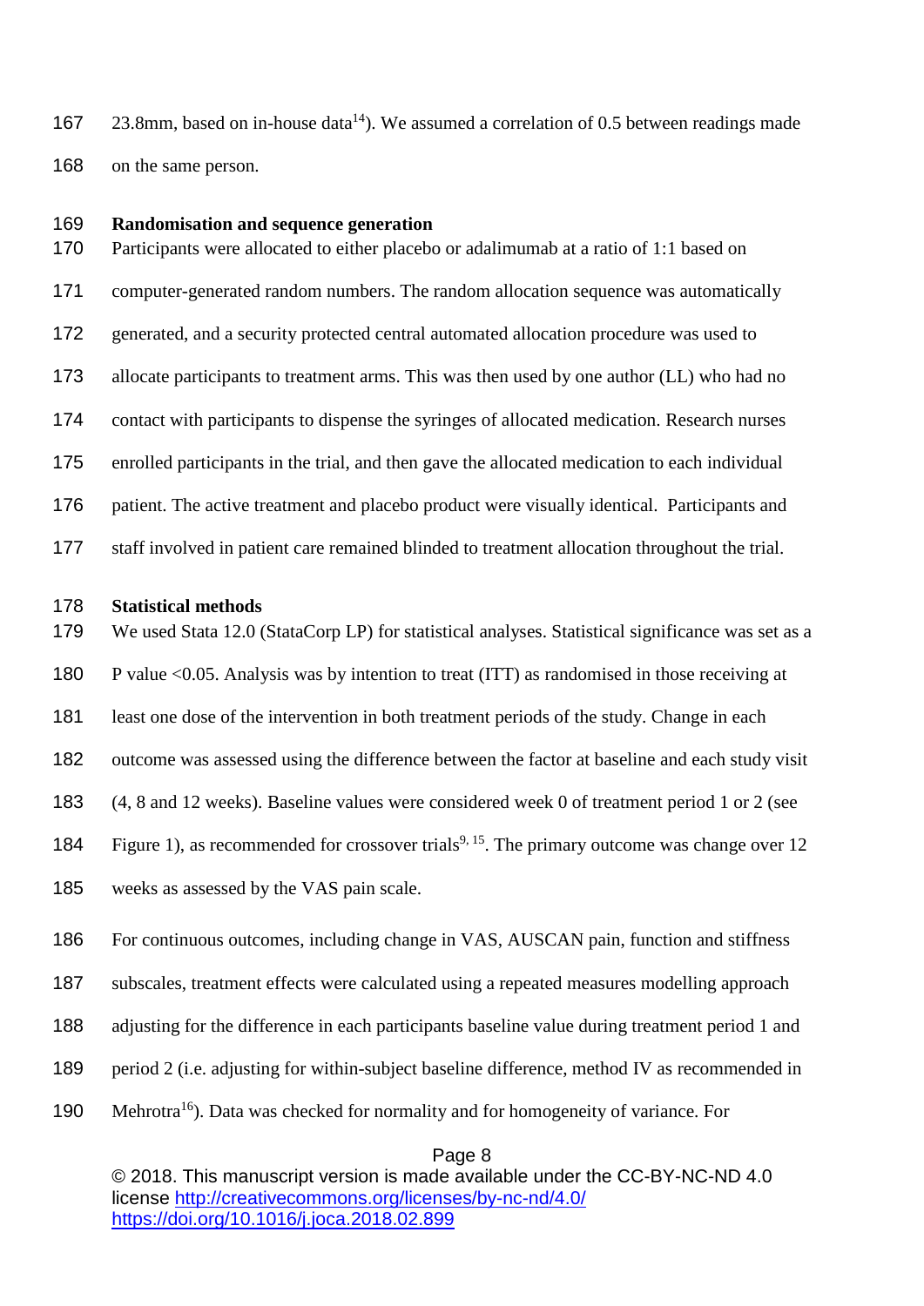23.8mm, based on in-house data[14]). We assumed a correlation of 0.5 between readings made on the same person.

**Randomisation and sequence generation**

Participants were allocated to either placebo or adalimumab at a ratio of 1:1 based on computer-generated random numbers. The random allocation sequence was automatically generated, and a security protected central automated allocation procedure was used to allocate participants to treatment arms. This was then used by one author (LL) who had no contact with participants to dispense the syringes of allocated medication. Research nurses enrolled participants in the trial, and then gave the allocated medication to each individual patient. The active treatment and placebo product were visually identical. Participants and staff involved in patient care remained blinded to treatment allocation throughout the trial.

**Statistical methods**

We used Stata 12.0 (StataCorp LP) for statistical analyses. Statistical significance was set as a P value <0.05. Analysis was by intention to treat (ITT) as randomised in those receiving at least one dose of the intervention in both treatment periods of the study. Change in each outcome was assessed using the difference between the factor at baseline and each study visit (4, 8 and 12 weeks). Baseline values were considered week 0 of treatment period 1 or 2 (see Figure 1), as recommended for crossover trials[9, 15]. The primary outcome was change over 12 weeks as assessed by the VAS pain scale.

For continuous outcomes, including change in VAS, AUSCAN pain, function and stiffness subscales, treatment effects were calculated using a repeated measures modelling approach adjusting for the difference in each participants baseline value during treatment period 1 and period 2 (i.e. adjusting for within-subject baseline difference, method IV as recommended in Mehrotra[16]). Data was checked for normality and for homogeneity of variance. For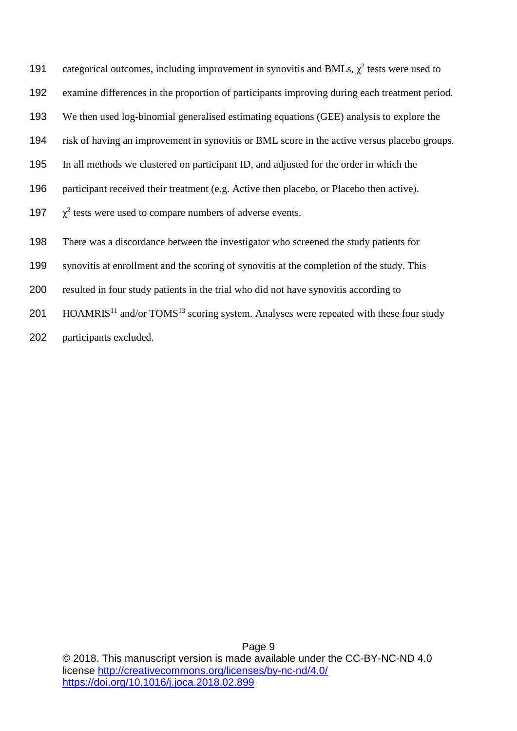categorical outcomes, including improvement in synovitis and BMLs, $\chi^2$ tests were used to examine differences in the proportion of participants improving during each treatment period. We then used log-binomial generalised estimating equations (GEE) analysis to explore the risk of having an improvement in synovitis or BML score in the active versus placebo groups. In all methods we clustered on participant ID, and adjusted for the order in which the participant received their treatment (e.g. Active then placebo, or Placebo then active). $\chi^2$ tests were used to compare numbers of adverse events.

There was a discordance between the investigator who screened the study patients for synovitis at enrollment and the scoring of synovitis at the completion of the study. This resulted in four study patients in the trial who did not have synovitis according to HOAMRIS[11] and/or TOMS[13] scoring system. Analyses were repeated with these four study participants excluded.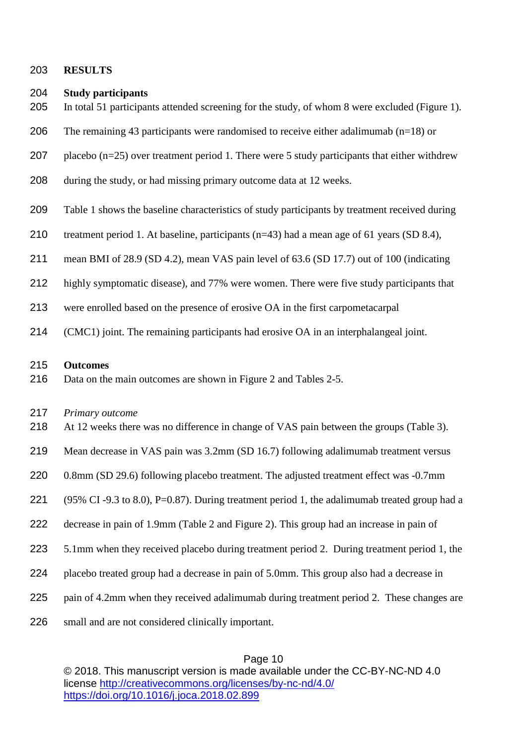# RESULTS

## Study participants

In total 51 participants attended screening for the study, of whom 8 were excluded (Figure 1). The remaining 43 participants were randomised to receive either adalimumab (n=18) or placebo (n=25) over treatment period 1. There were 5 study participants that either withdrew during the study, or had missing primary outcome data at 12 weeks.

Table 1 shows the baseline characteristics of study participants by treatment received during treatment period 1. At baseline, participants (n=43) had a mean age of 61 years (SD 8.4), mean BMI of 28.9 (SD 4.2), mean VAS pain level of 63.6 (SD 17.7) out of 100 (indicating highly symptomatic disease), and 77% were women. There were five study participants that were enrolled based on the presence of erosive OA in the first carpometacarpal (CMC1) joint. The remaining participants had erosive OA in an interphalangeal joint.

## Outcomes

Data on the main outcomes are shown in Figure 2 and Tables 2-5.

### *Primary outcome*

At 12 weeks there was no difference in change of VAS pain between the groups (Table 3). Mean decrease in VAS pain was 3.2mm (SD 16.7) following adalimumab treatment versus 0.8mm (SD 29.6) following placebo treatment. The adjusted treatment effect was -0.7mm (95% CI -9.3 to 8.0), P=0.87). During treatment period 1, the adalimumab treated group had a decrease in pain of 1.9mm (Table 2 and Figure 2). This group had an increase in pain of 5.1mm when they received placebo during treatment period 2. During treatment period 1, the placebo treated group had a decrease in pain of 5.0mm. This group also had a decrease in pain of 4.2mm when they received adalimumab during treatment period 2. These changes are small and are not considered clinically important.

© 2018. This manuscript version is made available under the CC-BY-NC-ND 4.0 license http://creativecommons.org/licenses/by-nc-nd/4.0/
https://doi.org/10.1016/j.joca.2018.02.899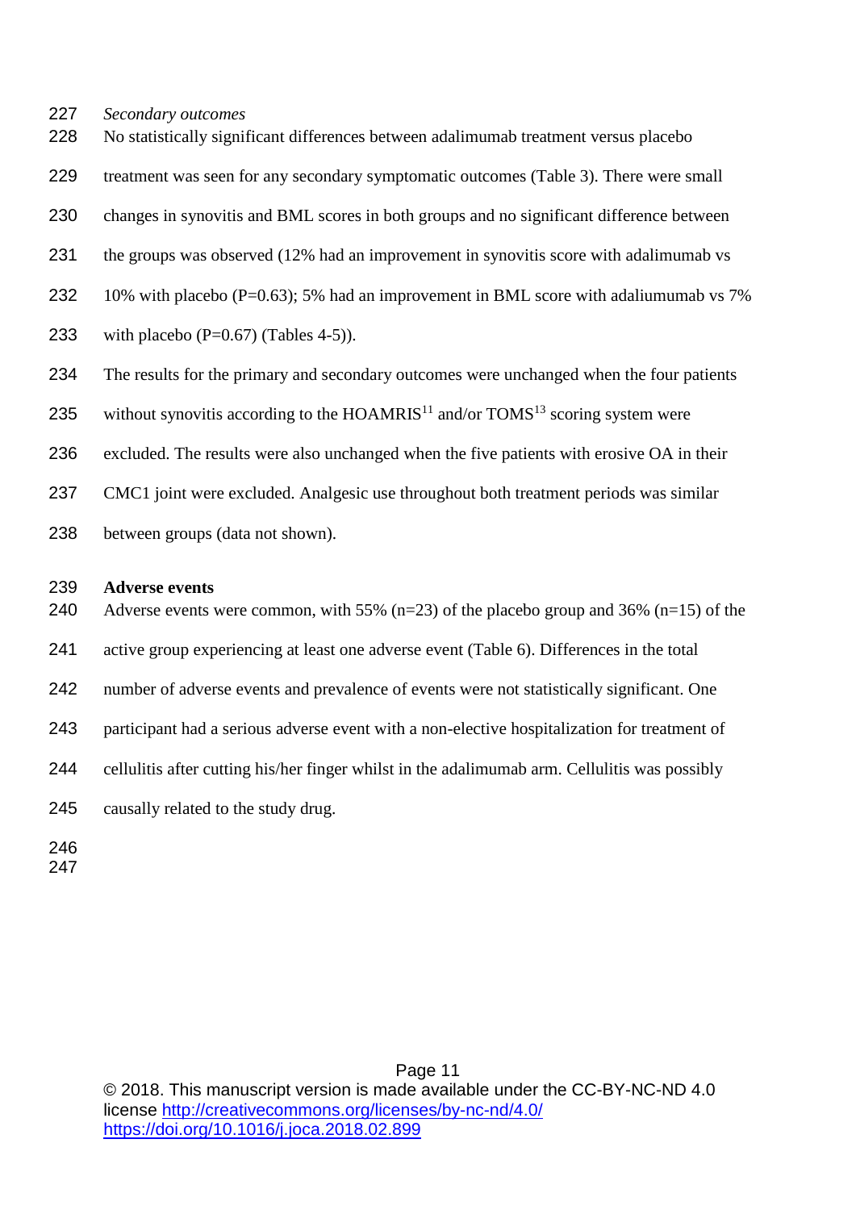*Secondary outcomes*

No statistically significant differences between adalimumab treatment versus placebo treatment was seen for any secondary symptomatic outcomes (Table 3). There were small changes in synovitis and BML scores in both groups and no significant difference between the groups was observed (12% had an improvement in synovitis score with adalimumab vs 10% with placebo (P=0.63); 5% had an improvement in BML score with adaliumumab vs 7% with placebo (P=0.67) (Tables 4-5)).

The results for the primary and secondary outcomes were unchanged when the four patients without synovitis according to the HOAMRIS[11] and/or TOMS[13] scoring system were excluded. The results were also unchanged when the five patients with erosive OA in their CMC1 joint were excluded. Analgesic use throughout both treatment periods was similar between groups (data not shown).

**Adverse events**

Adverse events were common, with 55% (n=23) of the placebo group and 36% (n=15) of the active group experiencing at least one adverse event (Table 6). Differences in the total number of adverse events and prevalence of events were not statistically significant. One participant had a serious adverse event with a non-elective hospitalization for treatment of cellulitis after cutting his/her finger whilst in the adalimumab arm. Cellulitis was possibly causally related to the study drug.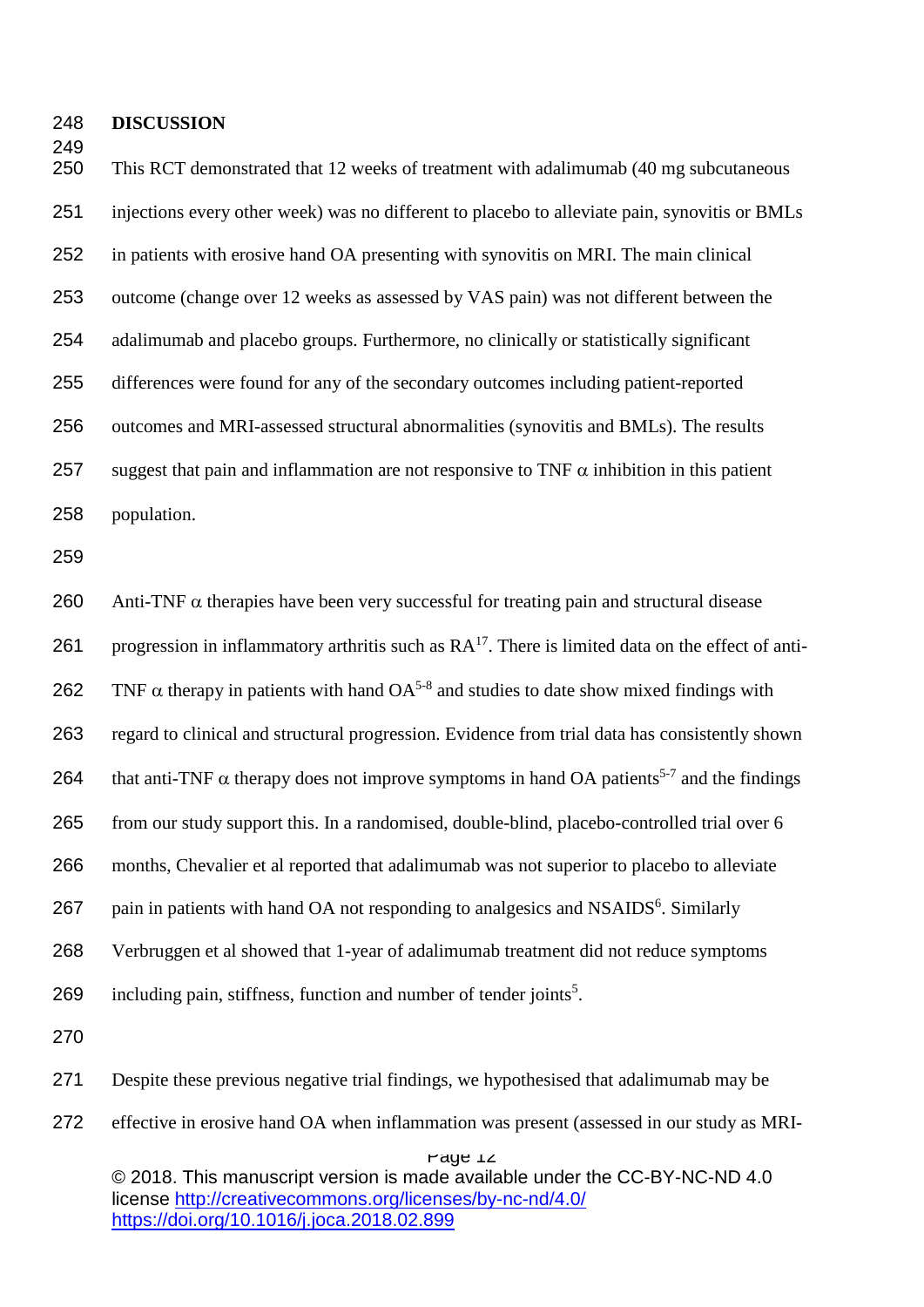## DISCUSSION

This RCT demonstrated that 12 weeks of treatment with adalimumab (40 mg subcutaneous injections every other week) was no different to placebo to alleviate pain, synovitis or BMLs in patients with erosive hand OA presenting with synovitis on MRI. The main clinical outcome (change over 12 weeks as assessed by VAS pain) was not different between the adalimumab and placebo groups. Furthermore, no clinically or statistically significant differences were found for any of the secondary outcomes including patient-reported outcomes and MRI-assessed structural abnormalities (synovitis and BMLs). The results suggest that pain and inflammation are not responsive to TNF $\alpha$ inhibition in this patient population.

Anti-TNF $\alpha$ therapies have been very successful for treating pain and structural disease progression in inflammatory arthritis such as RA[17]. There is limited data on the effect of anti-TNF $\alpha$ therapy in patients with hand OA[5-8] and studies to date show mixed findings with regard to clinical and structural progression. Evidence from trial data has consistently shown that anti-TNF $\alpha$ therapy does not improve symptoms in hand OA patients[5-7] and the findings from our study support this. In a randomised, double-blind, placebo-controlled trial over 6 months, Chevalier et al reported that adalimumab was not superior to placebo to alleviate pain in patients with hand OA not responding to analgesics and NSAIDS[6]. Similarly Verbruggen et al showed that 1-year of adalimumab treatment did not reduce symptoms including pain, stiffness, function and number of tender joints[5].

Despite these previous negative trial findings, we hypothesised that adalimumab may be effective in erosive hand OA when inflammation was present (assessed in our study as MRI-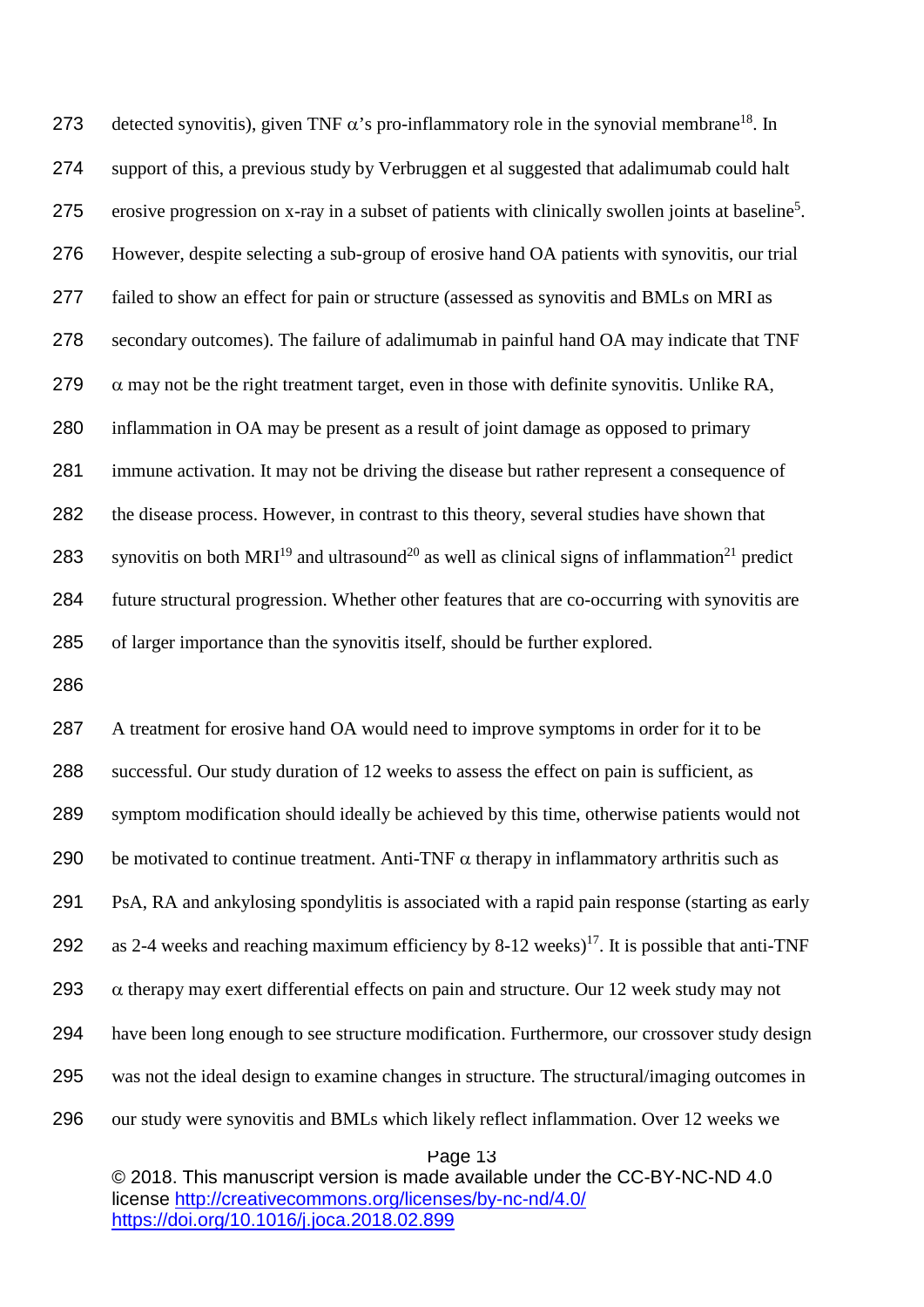detected synovitis), given TNF α's pro-inflammatory role in the synovial membrane[18]. In support of this, a previous study by Verbruggen et al suggested that adalimumab could halt erosive progression on x-ray in a subset of patients with clinically swollen joints at baseline[5]. However, despite selecting a sub-group of erosive hand OA patients with synovitis, our trial failed to show an effect for pain or structure (assessed as synovitis and BMLs on MRI as secondary outcomes). The failure of adalimumab in painful hand OA may indicate that TNF α may not be the right treatment target, even in those with definite synovitis. Unlike RA, inflammation in OA may be present as a result of joint damage as opposed to primary immune activation. It may not be driving the disease but rather represent a consequence of the disease process. However, in contrast to this theory, several studies have shown that synovitis on both MRI[19] and ultrasound[20] as well as clinical signs of inflammation[21] predict future structural progression. Whether other features that are co-occurring with synovitis are of larger importance than the synovitis itself, should be further explored.

A treatment for erosive hand OA would need to improve symptoms in order for it to be successful. Our study duration of 12 weeks to assess the effect on pain is sufficient, as symptom modification should ideally be achieved by this time, otherwise patients would not be motivated to continue treatment. Anti-TNF α therapy in inflammatory arthritis such as PsA, RA and ankylosing spondylitis is associated with a rapid pain response (starting as early as 2-4 weeks and reaching maximum efficiency by 8-12 weeks)[17]. It is possible that anti-TNF α therapy may exert differential effects on pain and structure. Our 12 week study may not have been long enough to see structure modification. Furthermore, our crossover study design was not the ideal design to examine changes in structure. The structural/imaging outcomes in our study were synovitis and BMLs which likely reflect inflammation. Over 12 weeks we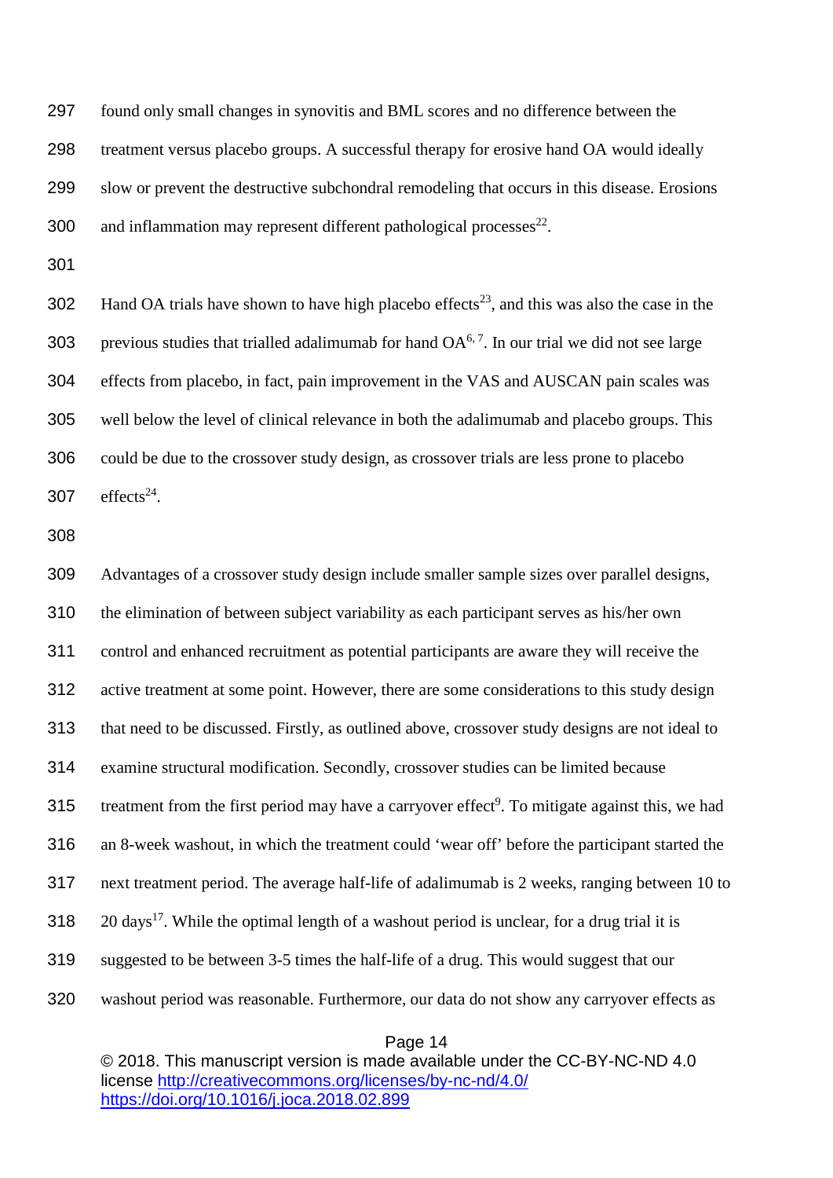found only small changes in synovitis and BML scores and no difference between the treatment versus placebo groups. A successful therapy for erosive hand OA would ideally slow or prevent the destructive subchondral remodeling that occurs in this disease. Erosions and inflammation may represent different pathological processes[22].

Hand OA trials have shown to have high placebo effects[23], and this was also the case in the previous studies that trialled adalimumab for hand OA[6, 7]. In our trial we did not see large effects from placebo, in fact, pain improvement in the VAS and AUSCAN pain scales was well below the level of clinical relevance in both the adalimumab and placebo groups. This could be due to the crossover study design, as crossover trials are less prone to placebo effects[24].

Advantages of a crossover study design include smaller sample sizes over parallel designs, the elimination of between subject variability as each participant serves as his/her own control and enhanced recruitment as potential participants are aware they will receive the active treatment at some point. However, there are some considerations to this study design that need to be discussed. Firstly, as outlined above, crossover study designs are not ideal to examine structural modification. Secondly, crossover studies can be limited because treatment from the first period may have a carryover effect[9]. To mitigate against this, we had an 8-week washout, in which the treatment could 'wear off' before the participant started the next treatment period. The average half-life of adalimumab is 2 weeks, ranging between 10 to 20 days[17]. While the optimal length of a washout period is unclear, for a drug trial it is suggested to be between 3-5 times the half-life of a drug. This would suggest that our washout period was reasonable. Furthermore, our data do not show any carryover effects as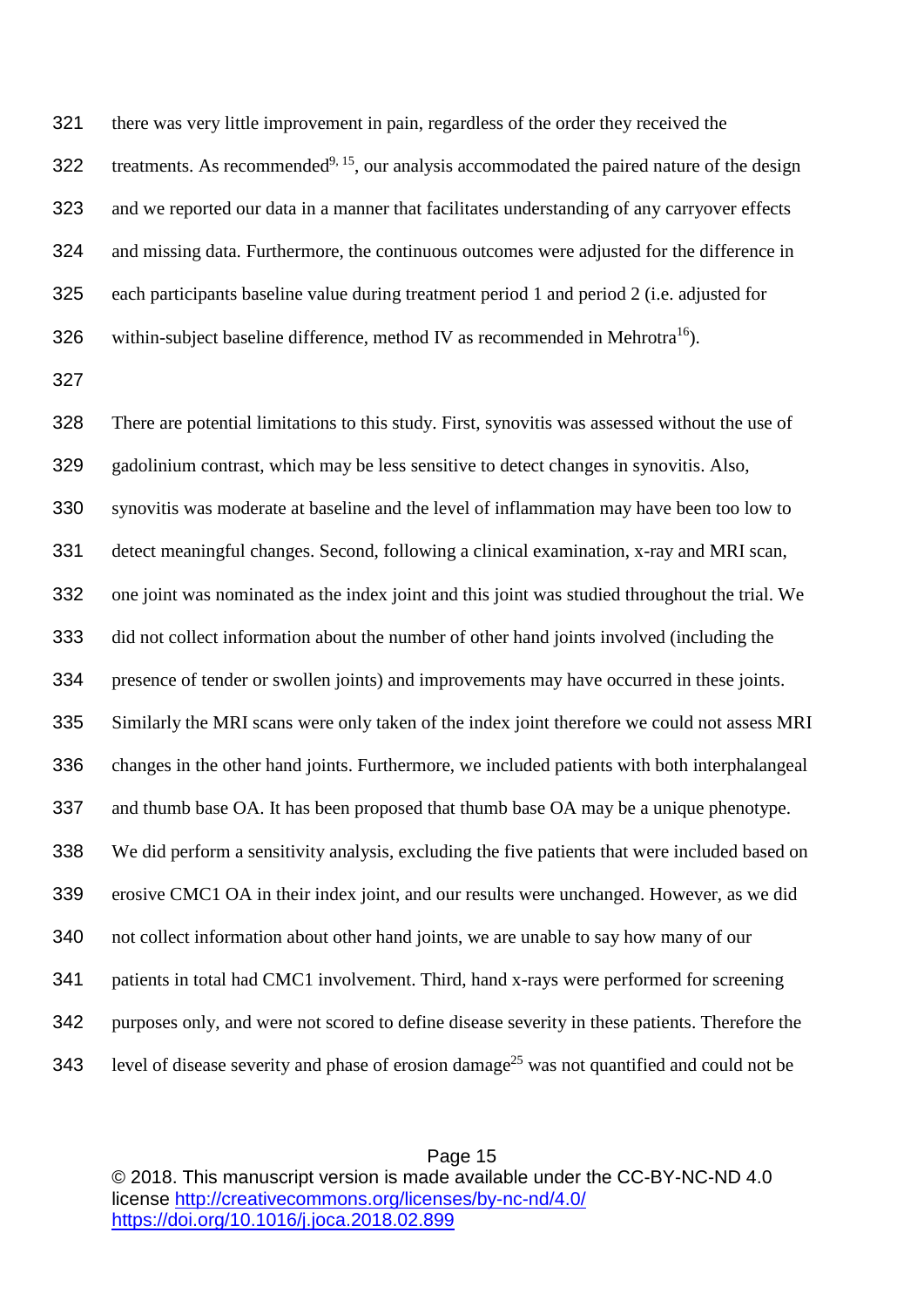there was very little improvement in pain, regardless of the order they received the treatments. As recommended[9, 15], our analysis accommodated the paired nature of the design and we reported our data in a manner that facilitates understanding of any carryover effects and missing data. Furthermore, the continuous outcomes were adjusted for the difference in each participants baseline value during treatment period 1 and period 2 (i.e. adjusted for within-subject baseline difference, method IV as recommended in Mehrotra[16]).

There are potential limitations to this study. First, synovitis was assessed without the use of gadolinium contrast, which may be less sensitive to detect changes in synovitis. Also, synovitis was moderate at baseline and the level of inflammation may have been too low to detect meaningful changes. Second, following a clinical examination, x-ray and MRI scan, one joint was nominated as the index joint and this joint was studied throughout the trial. We did not collect information about the number of other hand joints involved (including the presence of tender or swollen joints) and improvements may have occurred in these joints. Similarly the MRI scans were only taken of the index joint therefore we could not assess MRI changes in the other hand joints. Furthermore, we included patients with both interphalangeal and thumb base OA. It has been proposed that thumb base OA may be a unique phenotype. We did perform a sensitivity analysis, excluding the five patients that were included based on erosive CMC1 OA in their index joint, and our results were unchanged. However, as we did not collect information about other hand joints, we are unable to say how many of our patients in total had CMC1 involvement. Third, hand x-rays were performed for screening purposes only, and were not scored to define disease severity in these patients. Therefore the level of disease severity and phase of erosion damage[25] was not quantified and could not be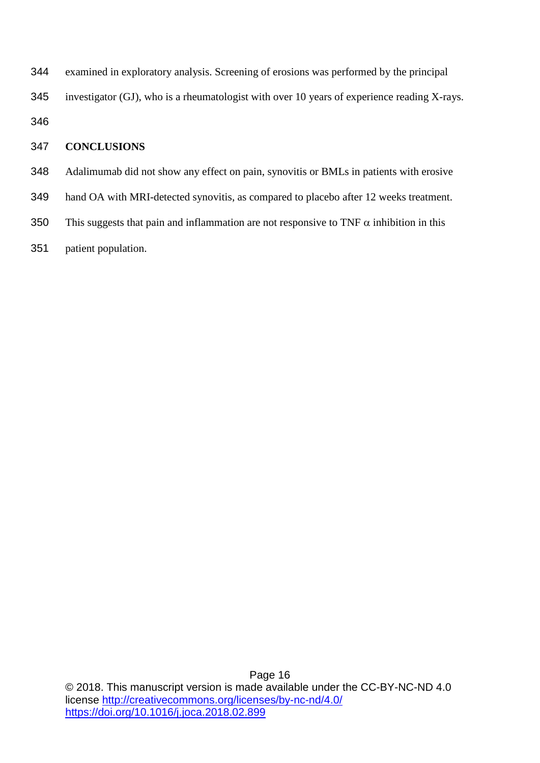examined in exploratory analysis. Screening of erosions was performed by the principal investigator (GJ), who is a rheumatologist with over 10 years of experience reading X-rays.

## CONCLUSIONS

Adalimumab did not show any effect on pain, synovitis or BMLs in patients with erosive hand OA with MRI-detected synovitis, as compared to placebo after 12 weeks treatment. This suggests that pain and inflammation are not responsive to TNF $\alpha$ inhibition in this patient population.

© 2018. This manuscript version is made available under the CC-BY-NC-ND 4.0 license http://creativecommons.org/licenses/by-nc-nd/4.0/
https://doi.org/10.1016/j.joca.2018.02.899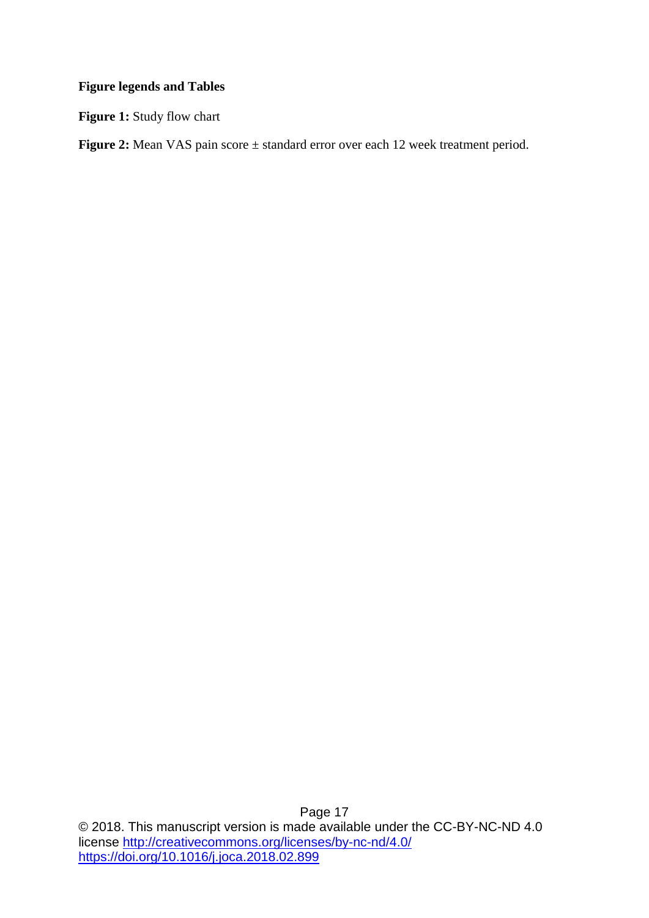**Figure legends and Tables**

**Figure 1:** Study flow chart

**Figure 2:** Mean VAS pain score ± standard error over each 12 week treatment period.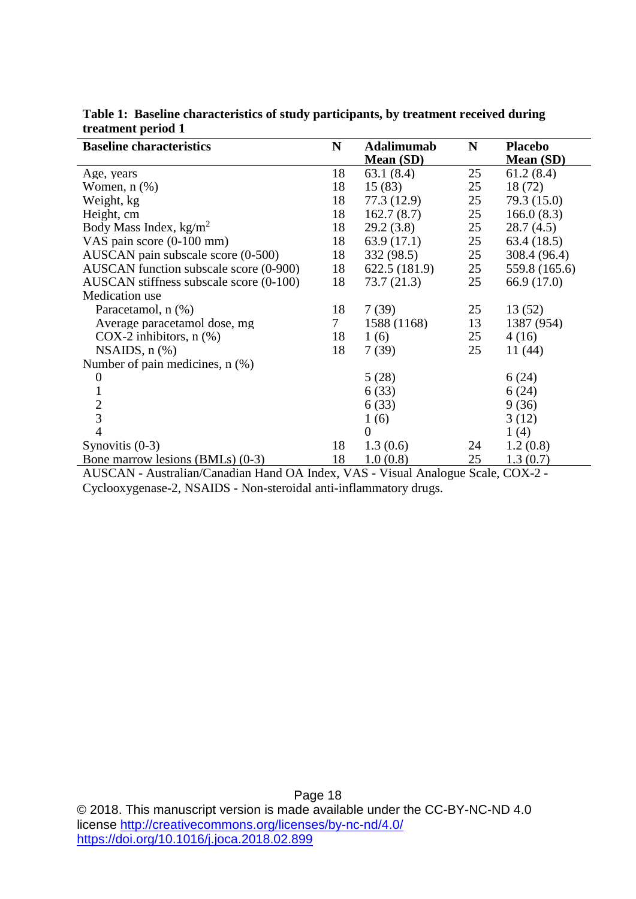**Table 1: Baseline characteristics of study participants, by treatment received during treatment period 1**

| Baseline characteristics | N | Adalimumab Mean (SD) | N | Placebo Mean (SD) |
|---|---|---|---|---|
| Age, years | 18 | 63.1 (8.4) | 25 | 61.2 (8.4) |
| Women, n (%) | 18 | 15 (83) | 25 | 18 (72) |
| Weight, kg | 18 | 77.3 (12.9) | 25 | 79.3 (15.0) |
| Height, cm | 18 | 162.7 (8.7) | 25 | 166.0 (8.3) |
| Body Mass Index, $kg/m^2$ | 18 | 29.2 (3.8) | 25 | 28.7 (4.5) |
| VAS pain score (0-100 mm) | 18 | 63.9 (17.1) | 25 | 63.4 (18.5) |
| AUSCAN pain subscale score (0-500) | 18 | 332 (98.5) | 25 | 308.4 (96.4) |
| AUSCAN function subscale score (0-900) | 18 | 622.5 (181.9) | 25 | 559.8 (165.6) |
| AUSCAN stiffness subscale score (0-100) | 18 | 73.7 (21.3) | 25 | 66.9 (17.0) |
| Medication use | | | | |
| Paracetamol, n (%) | 18 | 7 (39) | 25 | 13 (52) |
| Average paracetamol dose, mg | 7 | 1588 (1168) | 13 | 1387 (954) |
| COX-2 inhibitors, n (%) | 18 | 1 (6) | 25 | 4 (16) |
| NSAIDS, n (%) | 18 | 7 (39) | 25 | 11 (44) |
| Number of pain medicines, n (%) | | | | |
| 0 | | 5 (28) | | 6 (24) |
| 1 | | 6 (33) | | 6 (24) |
| 2 | | 6 (33) | | 9 (36) |
| 3 | | 1 (6) | | 3 (12) |
| 4 | | 0 | | 1 (4) |
| Synovitis (0-3) | 18 | 1.3 (0.6) | 24 | 1.2 (0.8) |
| Bone marrow lesions (BMLs) (0-3) | 18 | 1.0 (0.8) | 25 | 1.3 (0.7) |

AUSCAN - Australian/Canadian Hand OA Index, VAS - Visual Analogue Scale, COX-2 - Cyclooxygenase-2, NSAIDS - Non-steroidal anti-inflammatory drugs.

© 2018. This manuscript version is made available under the CC-BY-NC-ND 4.0 license http://creativecommons.org/licenses/by-nc-nd/4.0/
https://doi.org/10.1016/j.joca.2018.02.899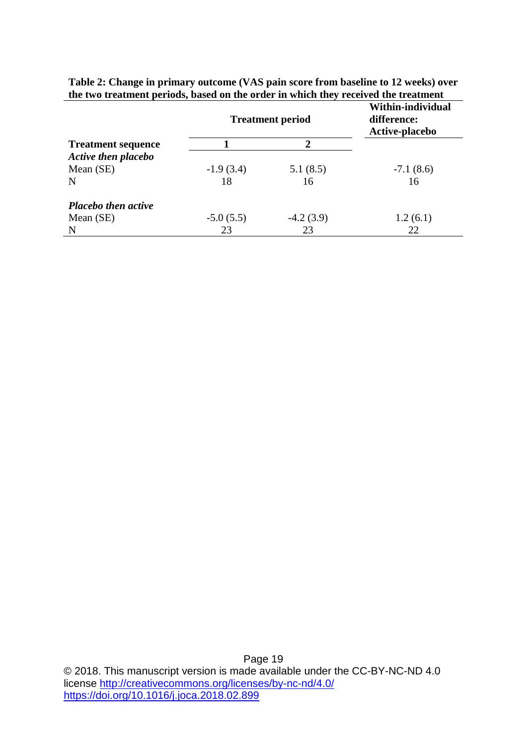**Table 2: Change in primary outcome (VAS pain score from baseline to 12 weeks) over the two treatment periods, based on the order in which they received the treatment**

| | Treatment period | | Within-individual difference: Active-placebo |
|---|---|---|---|
| **Treatment sequence** | **1** | **2** | |
| ***Active then placebo*** | | | |
| Mean (SE) | -1.9 (3.4) | 5.1 (8.5) | -7.1 (8.6) |
| N | 18 | 16 | 16 |
| ***Placebo then active*** | | | |
| Mean (SE) | -5.0 (5.5) | -4.2 (3.9) | 1.2 (6.1) |
| N | 23 | 23 | 22 |

© 2018. This manuscript version is made available under the CC-BY-NC-ND 4.0 license http://creativecommons.org/licenses/by-nc-nd/4.0/
https://doi.org/10.1016/j.joca.2018.02.899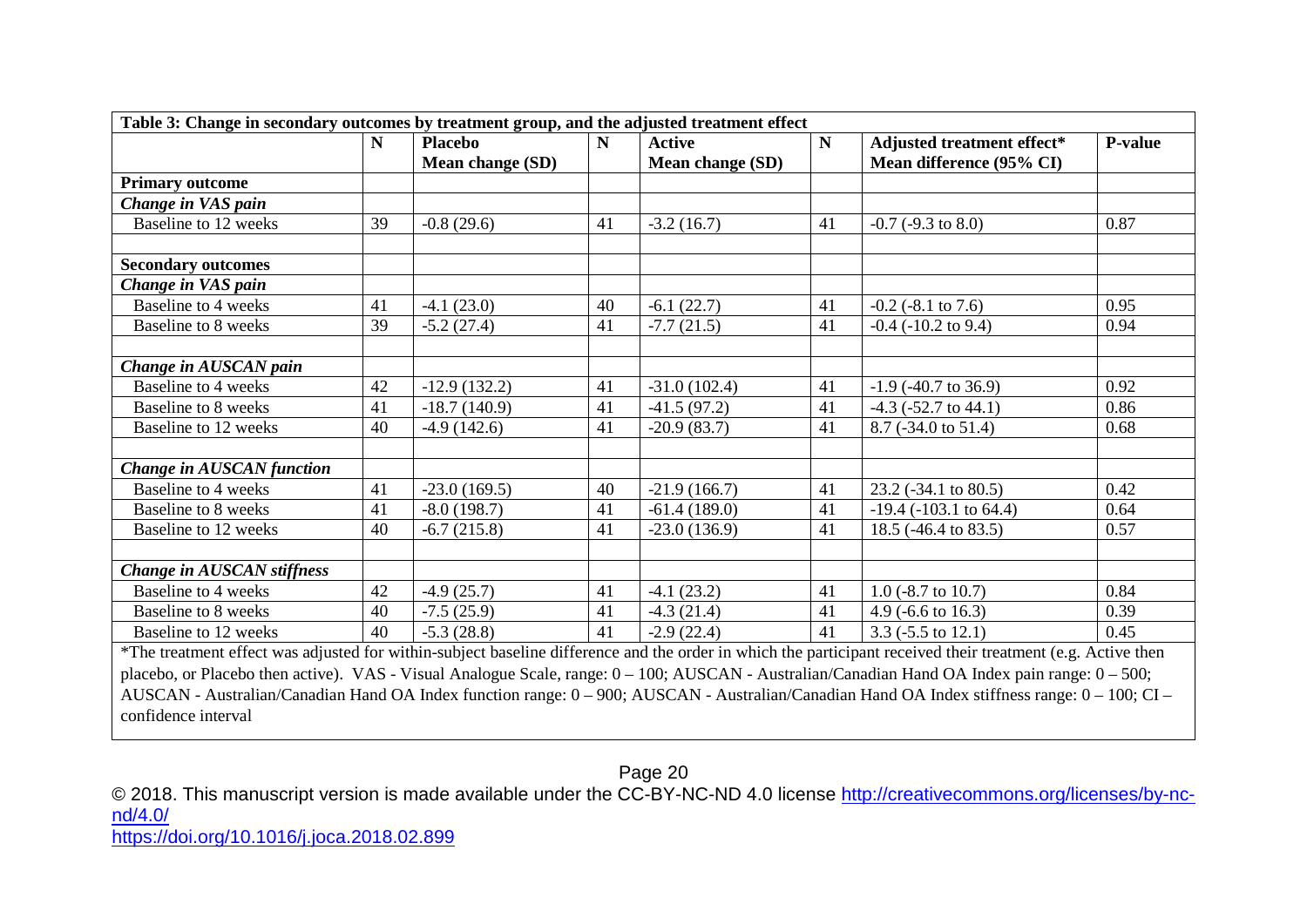**Table 3: Change in secondary outcomes by treatment group, and the adjusted treatment effect**

| | N | Placebo Mean change (SD) | N | Active Mean change (SD) | N | Adjusted treatment effect* Mean difference (95% CI) | P-value |
|---|---|---|---|---|---|---|---|
| **Primary outcome** | | | | | | | |
| ***Change in VAS pain*** | | | | | | | |
| Baseline to 12 weeks | 39 | -0.8 (29.6) | 41 | -3.2 (16.7) | 41 | -0.7 (-9.3 to 8.0) | 0.87 |
| | | | | | | | |
| **Secondary outcomes** | | | | | | | |
| ***Change in VAS pain*** | | | | | | | |
| Baseline to 4 weeks | 41 | -4.1 (23.0) | 40 | -6.1 (22.7) | 41 | -0.2 (-8.1 to 7.6) | 0.95 |
| Baseline to 8 weeks | 39 | -5.2 (27.4) | 41 | -7.7 (21.5) | 41 | -0.4 (-10.2 to 9.4) | 0.94 |
| | | | | | | | |
| ***Change in AUSCAN pain*** | | | | | | | |
| Baseline to 4 weeks | 42 | -12.9 (132.2) | 41 | -31.0 (102.4) | 41 | -1.9 (-40.7 to 36.9) | 0.92 |
| Baseline to 8 weeks | 41 | -18.7 (140.9) | 41 | -41.5 (97.2) | 41 | -4.3 (-52.7 to 44.1) | 0.86 |
| Baseline to 12 weeks | 40 | -4.9 (142.6) | 41 | -20.9 (83.7) | 41 | 8.7 (-34.0 to 51.4) | 0.68 |
| | | | | | | | |
| ***Change in AUSCAN function*** | | | | | | | |
| Baseline to 4 weeks | 41 | -23.0 (169.5) | 40 | -21.9 (166.7) | 41 | 23.2 (-34.1 to 80.5) | 0.42 |
| Baseline to 8 weeks | 41 | -8.0 (198.7) | 41 | -61.4 (189.0) | 41 | -19.4 (-103.1 to 64.4) | 0.64 |
| Baseline to 12 weeks | 40 | -6.7 (215.8) | 41 | -23.0 (136.9) | 41 | 18.5 (-46.4 to 83.5) | 0.57 |
| | | | | | | | |
| ***Change in AUSCAN stiffness*** | | | | | | | |
| Baseline to 4 weeks | 42 | -4.9 (25.7) | 41 | -4.1 (23.2) | 41 | 1.0 (-8.7 to 10.7) | 0.84 |
| Baseline to 8 weeks | 40 | -7.5 (25.9) | 41 | -4.3 (21.4) | 41 | 4.9 (-6.6 to 16.3) | 0.39 |
| Baseline to 12 weeks | 40 | -5.3 (28.8) | 41 | -2.9 (22.4) | 41 | 3.3 (-5.5 to 12.1) | 0.45 |

*The treatment effect was adjusted for within-subject baseline difference and the order in which the participant received their treatment (e.g. Active then placebo, or Placebo then active). VAS - Visual Analogue Scale, range: 0 – 100; AUSCAN - Australian/Canadian Hand OA Index pain range: 0 – 500; AUSCAN - Australian/Canadian Hand OA Index function range: 0 – 900; AUSCAN - Australian/Canadian Hand OA Index stiffness range: 0 – 100; CI – confidence interval

© 2018. This manuscript version is made available under the CC-BY-NC-ND 4.0 license http://creativecommons.org/licenses/by-nc-nd/4.0/
https://doi.org/10.1016/j.joca.2018.02.899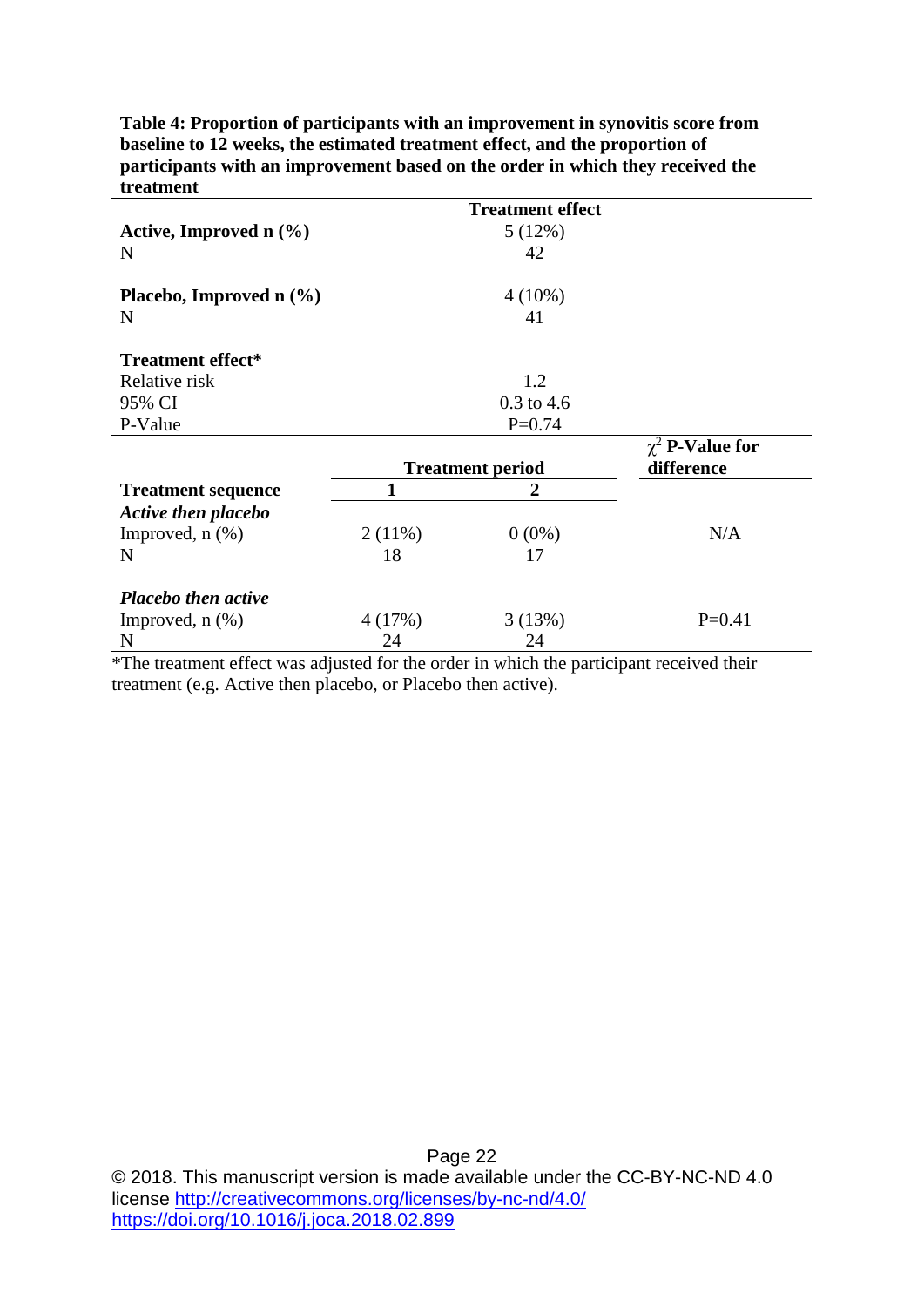**Table 4: Proportion of participants with an improvement in synovitis score from baseline to 12 weeks, the estimated treatment effect, and the proportion of participants with an improvement based on the order in which they received the treatment**

| | | Treatment effect | |
|---|---|---|---|
| **Active, Improved n (%)** | | 5 (12%) | |
| N | | 42 | |
| **Placebo, Improved n (%)** | | 4 (10%) | |
| N | | 41 | |
| **Treatment effect*** | | | |
| Relative risk | | 1.2 | |
| 95% CI | | 0.3 to 4.6 | |
| P-Value | | P=0.74 | |

| | **Treatment period** | | **$\chi^2$ P-Value for difference** |
|---|---|---|---|
| **Treatment sequence** | **1** | **2** | |
| ***Active then placebo*** | | | |
| Improved, n (%) | 2 (11%) | 0 (0%) | N/A |
| N | 18 | 17 | |
| ***Placebo then active*** | | | |
| Improved, n (%) | 4 (17%) | 3 (13%) | P=0.41 |
| N | 24 | 24 | |

*The treatment effect was adjusted for the order in which the participant received their treatment (e.g. Active then placebo, or Placebo then active).

© 2018. This manuscript version is made available under the CC-BY-NC-ND 4.0 license http://creativecommons.org/licenses/by-nc-nd/4.0/
https://doi.org/10.1016/j.joca.2018.02.899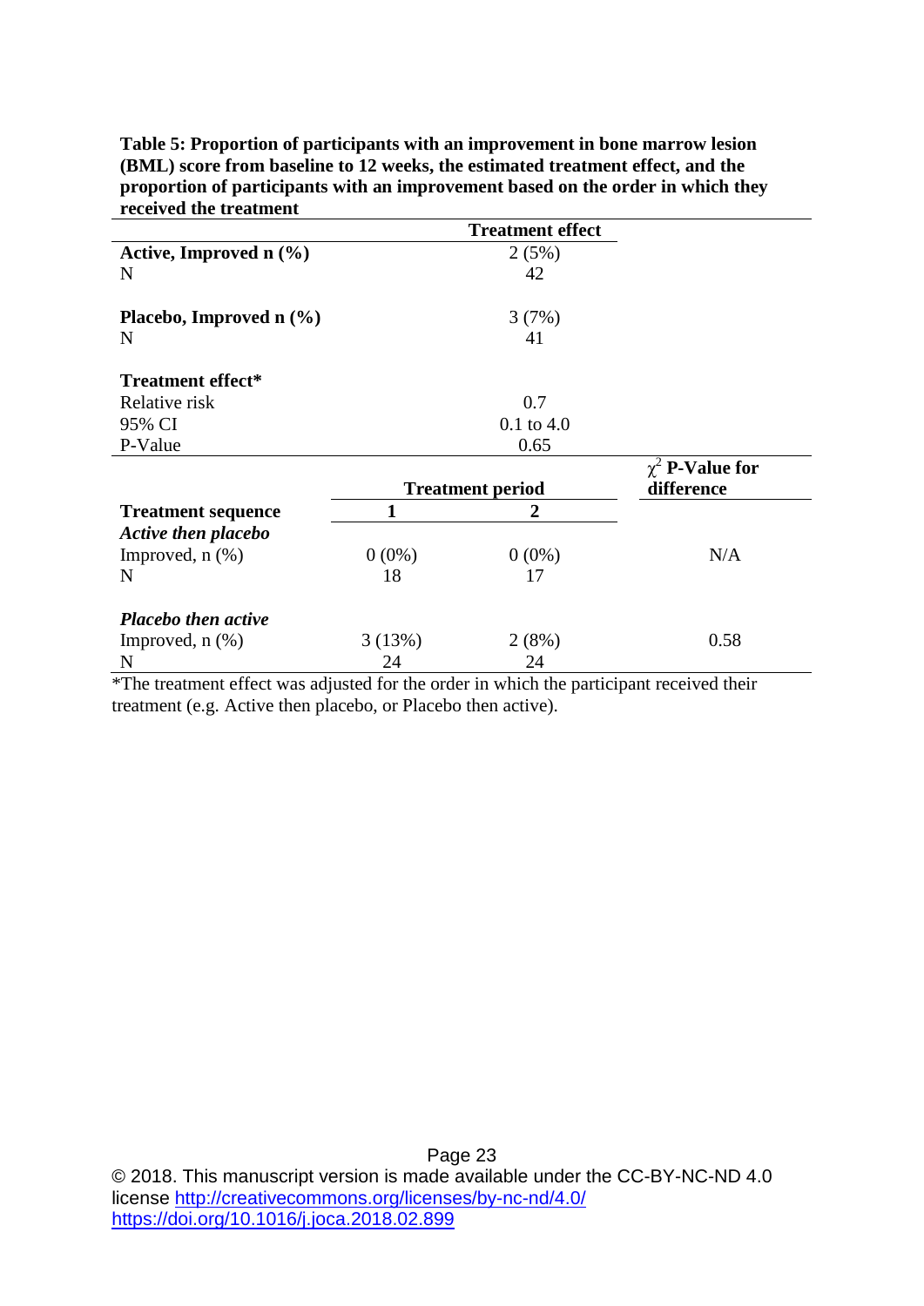**Table 5: Proportion of participants with an improvement in bone marrow lesion (BML) score from baseline to 12 weeks, the estimated treatment effect, and the proportion of participants with an improvement based on the order in which they received the treatment**

| | **Treatment effect** | | |
|---|---|---|---|
| **Active, Improved n (%)** | 2 (5%) | | |
| N | 42 | | |
| **Placebo, Improved n (%)** | 3 (7%) | | |
| N | 41 | | |
| **Treatment effect*** | | | |
| Relative risk | 0.7 | | |
| 95% CI | 0.1 to 4.0 | | |
| P-Value | 0.65 | | |
| | **Treatment period** | | **$\chi^2$ P-Value for difference** |
| **Treatment sequence** | **1** | **2** | |
| ***Active then placebo*** | | | |
| Improved, n (%) | 0 (0%) | 0 (0%) | N/A |
| N | 18 | 17 | |
| ***Placebo then active*** | | | |
| Improved, n (%) | 3 (13%) | 2 (8%) | 0.58 |
| N | 24 | 24 | |

*The treatment effect was adjusted for the order in which the participant received their treatment (e.g. Active then placebo, or Placebo then active).

© 2018. This manuscript version is made available under the CC-BY-NC-ND 4.0 license http://creativecommons.org/licenses/by-nc-nd/4.0/
https://doi.org/10.1016/j.joca.2018.02.899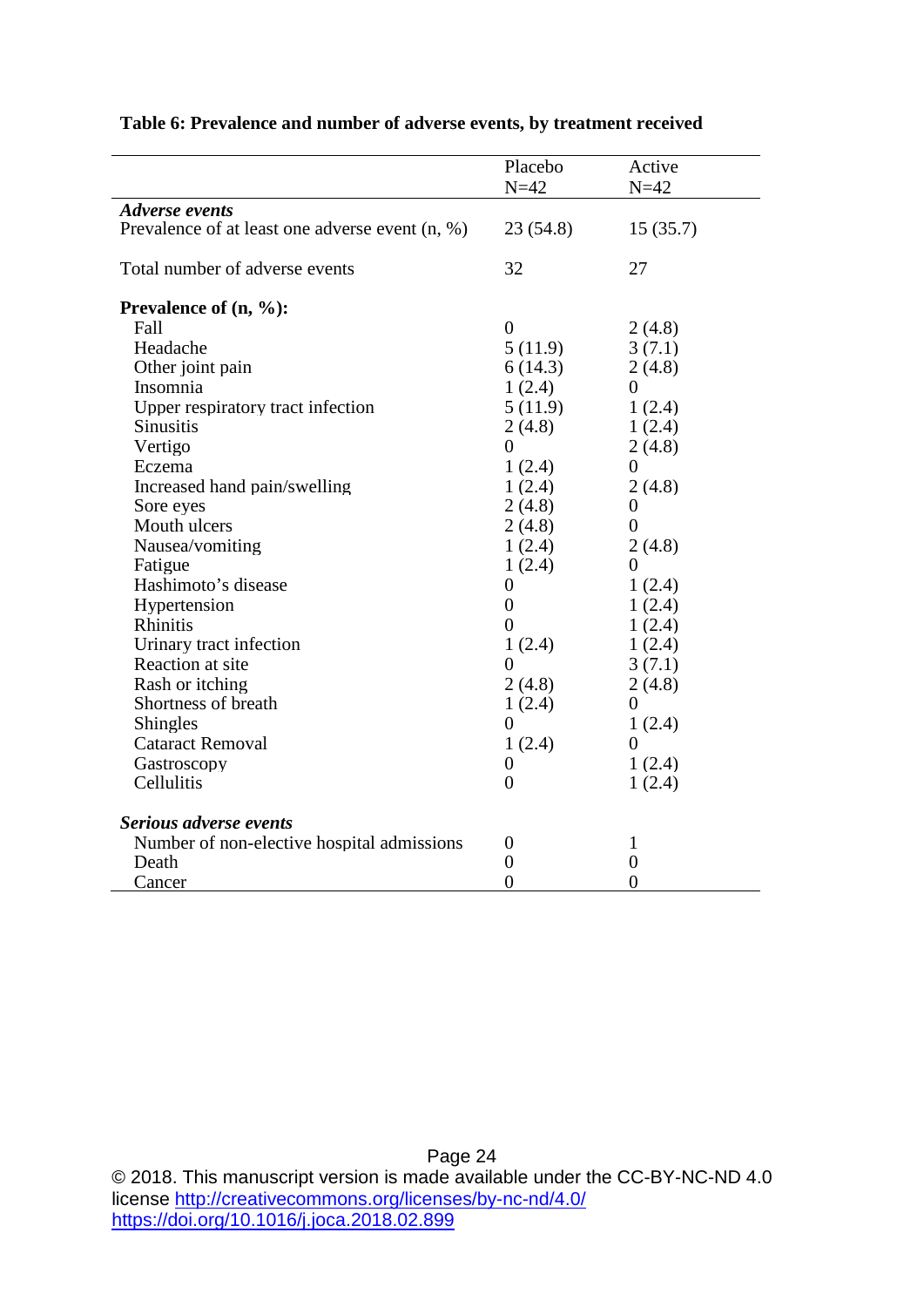**Table 6: Prevalence and number of adverse events, by treatment received**

| | Placebo N=42 | Active N=42 |
|---|---|---|
| ***Adverse events*** | | |
| Prevalence of at least one adverse event (n, %) | 23 (54.8) | 15 (35.7) |
| Total number of adverse events | 32 | 27 |
| **Prevalence of (n, %):** | | |
| Fall | 0 | 2 (4.8) |
| Headache | 5 (11.9) | 3 (7.1) |
| Other joint pain | 6 (14.3) | 2 (4.8) |
| Insomnia | 1 (2.4) | 0 |
| Upper respiratory tract infection | 5 (11.9) | 1 (2.4) |
| Sinusitis | 2 (4.8) | 1 (2.4) |
| Vertigo | 0 | 2 (4.8) |
| Eczema | 1 (2.4) | 0 |
| Increased hand pain/swelling | 1 (2.4) | 2 (4.8) |
| Sore eyes | 2 (4.8) | 0 |
| Mouth ulcers | 2 (4.8) | 0 |
| Nausea/vomiting | 1 (2.4) | 2 (4.8) |
| Fatigue | 1 (2.4) | 0 |
| Hashimoto's disease | 0 | 1 (2.4) |
| Hypertension | 0 | 1 (2.4) |
| Rhinitis | 0 | 1 (2.4) |
| Urinary tract infection | 1 (2.4) | 1 (2.4) |
| Reaction at site | 0 | 3 (7.1) |
| Rash or itching | 2 (4.8) | 2 (4.8) |
| Shortness of breath | 1 (2.4) | 0 |
| Shingles | 0 | 1 (2.4) |
| Cataract Removal | 1 (2.4) | 0 |
| Gastroscopy | 0 | 1 (2.4) |
| Cellulitis | 0 | 1 (2.4) |
| ***Serious adverse events*** | | |
| Number of non-elective hospital admissions | 0 | 1 |
| Death | 0 | 0 |
| Cancer | 0 | 0 |

© 2018. This manuscript version is made available under the CC-BY-NC-ND 4.0 license http://creativecommons.org/licenses/by-nc-nd/4.0/
https://doi.org/10.1016/j.joca.2018.02.899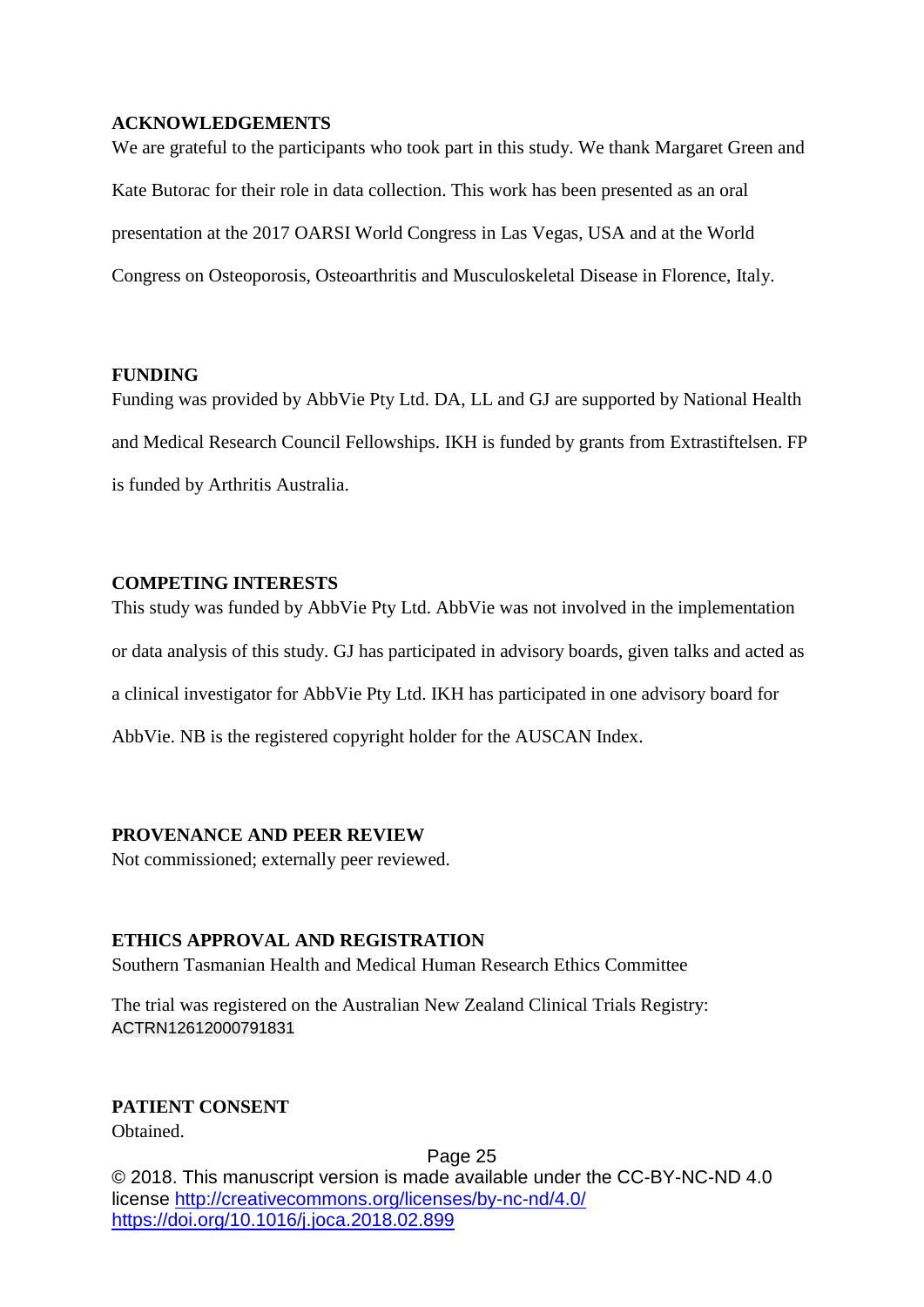## ACKNOWLEDGEMENTS

We are grateful to the participants who took part in this study. We thank Margaret Green and Kate Butorac for their role in data collection. This work has been presented as an oral presentation at the 2017 OARSI World Congress in Las Vegas, USA and at the World Congress on Osteoporosis, Osteoarthritis and Musculoskeletal Disease in Florence, Italy.

## FUNDING

Funding was provided by AbbVie Pty Ltd. DA, LL and GJ are supported by National Health and Medical Research Council Fellowships. IKH is funded by grants from Extrastiftelsen. FP is funded by Arthritis Australia.

## COMPETING INTERESTS

This study was funded by AbbVie Pty Ltd. AbbVie was not involved in the implementation or data analysis of this study. GJ has participated in advisory boards, given talks and acted as a clinical investigator for AbbVie Pty Ltd. IKH has participated in one advisory board for AbbVie. NB is the registered copyright holder for the AUSCAN Index.

## PROVENANCE AND PEER REVIEW

Not commissioned; externally peer reviewed.

## ETHICS APPROVAL AND REGISTRATION

Southern Tasmanian Health and Medical Human Research Ethics Committee

The trial was registered on the Australian New Zealand Clinical Trials Registry: ACTRN12612000791831

## PATIENT CONSENT

Obtained.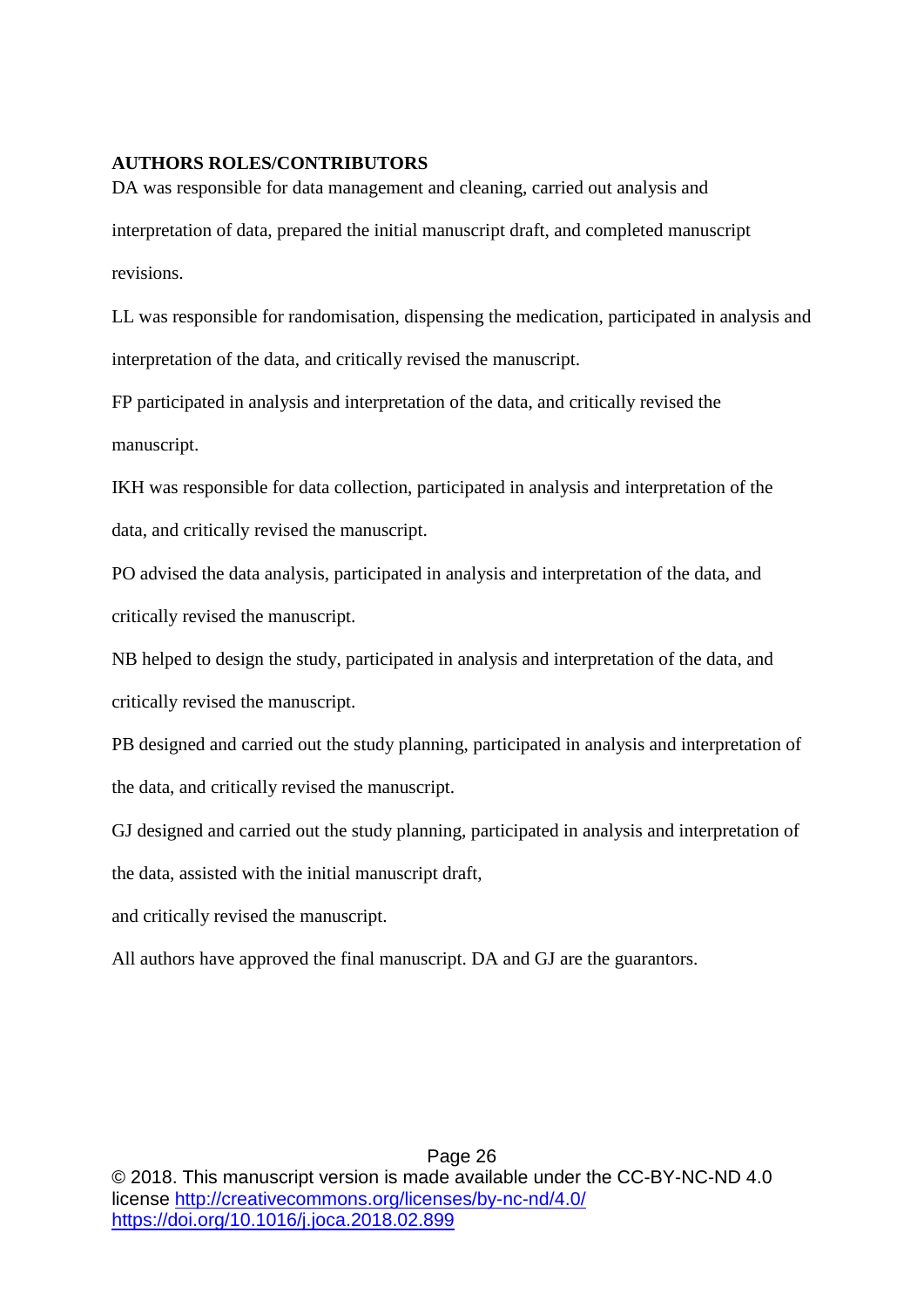**AUTHORS ROLES/CONTRIBUTORS**

DA was responsible for data management and cleaning, carried out analysis and interpretation of data, prepared the initial manuscript draft, and completed manuscript revisions.

LL was responsible for randomisation, dispensing the medication, participated in analysis and interpretation of the data, and critically revised the manuscript.

FP participated in analysis and interpretation of the data, and critically revised the manuscript.

IKH was responsible for data collection, participated in analysis and interpretation of the data, and critically revised the manuscript.

PO advised the data analysis, participated in analysis and interpretation of the data, and critically revised the manuscript.

NB helped to design the study, participated in analysis and interpretation of the data, and critically revised the manuscript.

PB designed and carried out the study planning, participated in analysis and interpretation of the data, and critically revised the manuscript.

GJ designed and carried out the study planning, participated in analysis and interpretation of the data, assisted with the initial manuscript draft,
and critically revised the manuscript.

All authors have approved the final manuscript. DA and GJ are the guarantors.

© 2018. This manuscript version is made available under the CC-BY-NC-ND 4.0 license http://creativecommons.org/licenses/by-nc-nd/4.0/
https://doi.org/10.1016/j.joca.2018.02.899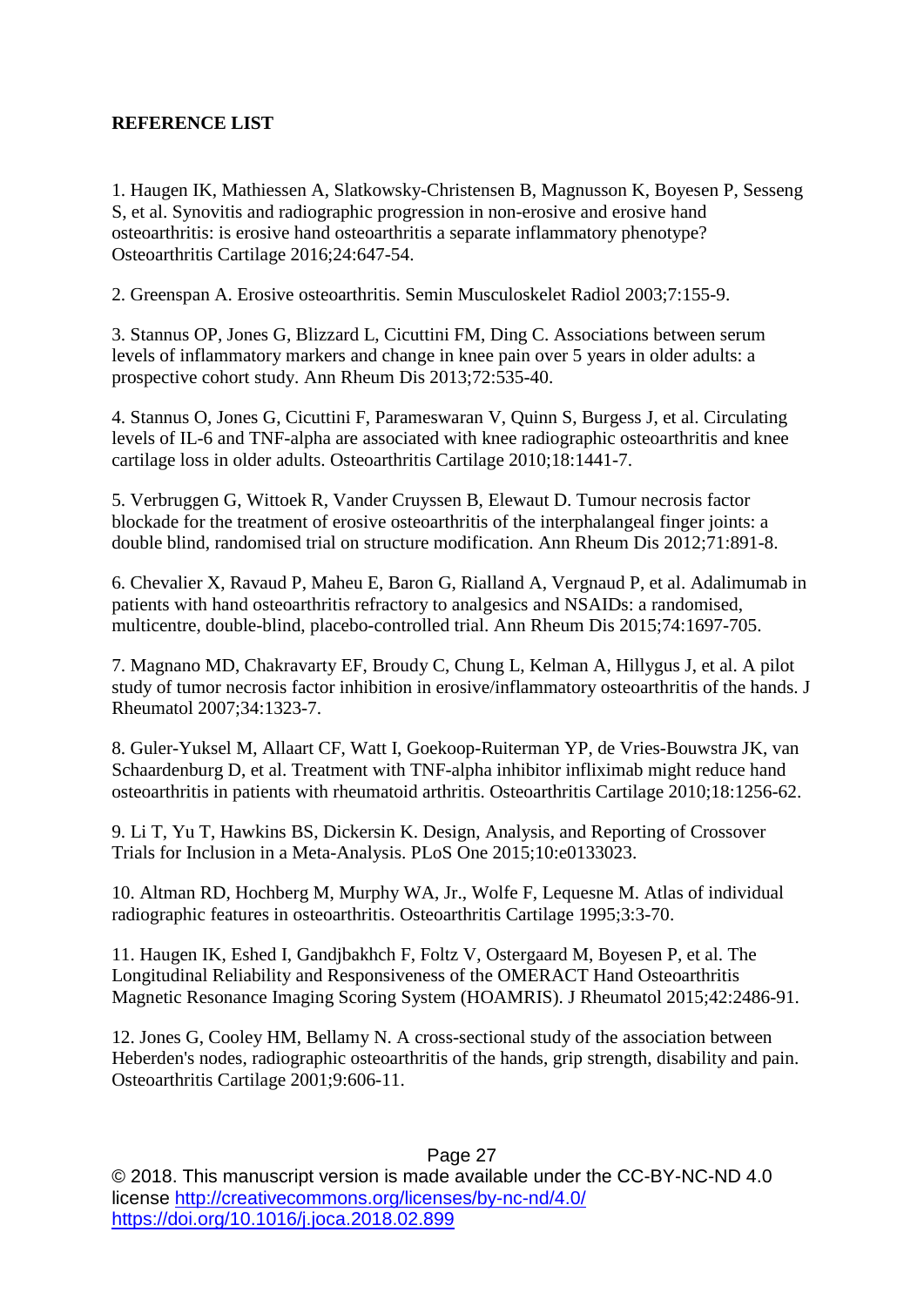**REFERENCE LIST**

1. Haugen IK, Mathiessen A, Slatkowsky-Christensen B, Magnusson K, Boyesen P, Sesseng S, et al. Synovitis and radiographic progression in non-erosive and erosive hand osteoarthritis: is erosive hand osteoarthritis a separate inflammatory phenotype? Osteoarthritis Cartilage 2016;24:647-54.

2. Greenspan A. Erosive osteoarthritis. Semin Musculoskelet Radiol 2003;7:155-9.

3. Stannus OP, Jones G, Blizzard L, Cicuttini FM, Ding C. Associations between serum levels of inflammatory markers and change in knee pain over 5 years in older adults: a prospective cohort study. Ann Rheum Dis 2013;72:535-40.

4. Stannus O, Jones G, Cicuttini F, Parameswaran V, Quinn S, Burgess J, et al. Circulating levels of IL-6 and TNF-alpha are associated with knee radiographic osteoarthritis and knee cartilage loss in older adults. Osteoarthritis Cartilage 2010;18:1441-7.

5. Verbruggen G, Wittoek R, Vander Cruyssen B, Elewaut D. Tumour necrosis factor blockade for the treatment of erosive osteoarthritis of the interphalangeal finger joints: a double blind, randomised trial on structure modification. Ann Rheum Dis 2012;71:891-8.

6. Chevalier X, Ravaud P, Maheu E, Baron G, Rialland A, Vergnaud P, et al. Adalimumab in patients with hand osteoarthritis refractory to analgesics and NSAIDs: a randomised, multicentre, double-blind, placebo-controlled trial. Ann Rheum Dis 2015;74:1697-705.

7. Magnano MD, Chakravarty EF, Broudy C, Chung L, Kelman A, Hillygus J, et al. A pilot study of tumor necrosis factor inhibition in erosive/inflammatory osteoarthritis of the hands. J Rheumatol 2007;34:1323-7.

8. Guler-Yuksel M, Allaart CF, Watt I, Goekoop-Ruiterman YP, de Vries-Bouwstra JK, van Schaardenburg D, et al. Treatment with TNF-alpha inhibitor infliximab might reduce hand osteoarthritis in patients with rheumatoid arthritis. Osteoarthritis Cartilage 2010;18:1256-62.

9. Li T, Yu T, Hawkins BS, Dickersin K. Design, Analysis, and Reporting of Crossover Trials for Inclusion in a Meta-Analysis. PLoS One 2015;10:e0133023.

10. Altman RD, Hochberg M, Murphy WA, Jr., Wolfe F, Lequesne M. Atlas of individual radiographic features in osteoarthritis. Osteoarthritis Cartilage 1995;3:3-70.

11. Haugen IK, Eshed I, Gandjbakhch F, Foltz V, Ostergaard M, Boyesen P, et al. The Longitudinal Reliability and Responsiveness of the OMERACT Hand Osteoarthritis Magnetic Resonance Imaging Scoring System (HOAMRIS). J Rheumatol 2015;42:2486-91.

12. Jones G, Cooley HM, Bellamy N. A cross-sectional study of the association between Heberden's nodes, radiographic osteoarthritis of the hands, grip strength, disability and pain. Osteoarthritis Cartilage 2001;9:606-11.

© 2018. This manuscript version is made available under the CC-BY-NC-ND 4.0 license http://creativecommons.org/licenses/by-nc-nd/4.0/
https://doi.org/10.1016/j.joca.2018.02.899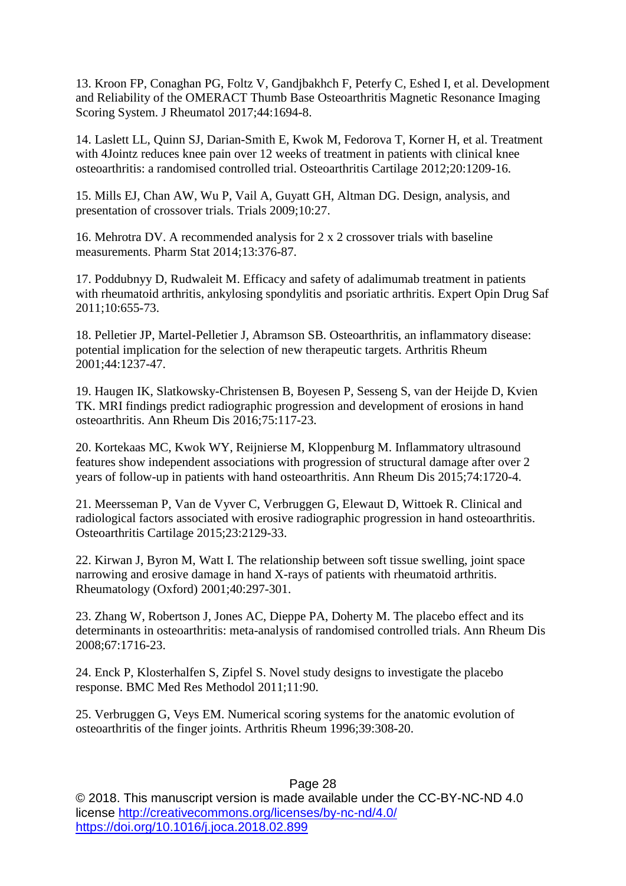13. Kroon FP, Conaghan PG, Foltz V, Gandjbakhch F, Peterfy C, Eshed I, et al. Development and Reliability of the OMERACT Thumb Base Osteoarthritis Magnetic Resonance Imaging Scoring System. J Rheumatol 2017;44:1694-8.

14. Laslett LL, Quinn SJ, Darian-Smith E, Kwok M, Fedorova T, Korner H, et al. Treatment with 4Jointz reduces knee pain over 12 weeks of treatment in patients with clinical knee osteoarthritis: a randomised controlled trial. Osteoarthritis Cartilage 2012;20:1209-16.

15. Mills EJ, Chan AW, Wu P, Vail A, Guyatt GH, Altman DG. Design, analysis, and presentation of crossover trials. Trials 2009;10:27.

16. Mehrotra DV. A recommended analysis for 2 x 2 crossover trials with baseline measurements. Pharm Stat 2014;13:376-87.

17. Poddubnyy D, Rudwaleit M. Efficacy and safety of adalimumab treatment in patients with rheumatoid arthritis, ankylosing spondylitis and psoriatic arthritis. Expert Opin Drug Saf 2011;10:655-73.

18. Pelletier JP, Martel-Pelletier J, Abramson SB. Osteoarthritis, an inflammatory disease: potential implication for the selection of new therapeutic targets. Arthritis Rheum 2001;44:1237-47.

19. Haugen IK, Slatkowsky-Christensen B, Boyesen P, Sesseng S, van der Heijde D, Kvien TK. MRI findings predict radiographic progression and development of erosions in hand osteoarthritis. Ann Rheum Dis 2016;75:117-23.

20. Kortekaas MC, Kwok WY, Reijnierse M, Kloppenburg M. Inflammatory ultrasound features show independent associations with progression of structural damage after over 2 years of follow-up in patients with hand osteoarthritis. Ann Rheum Dis 2015;74:1720-4.

21. Meersseman P, Van de Vyver C, Verbruggen G, Elewaut D, Wittoek R. Clinical and radiological factors associated with erosive radiographic progression in hand osteoarthritis. Osteoarthritis Cartilage 2015;23:2129-33.

22. Kirwan J, Byron M, Watt I. The relationship between soft tissue swelling, joint space narrowing and erosive damage in hand X-rays of patients with rheumatoid arthritis. Rheumatology (Oxford) 2001;40:297-301.

23. Zhang W, Robertson J, Jones AC, Dieppe PA, Doherty M. The placebo effect and its determinants in osteoarthritis: meta-analysis of randomised controlled trials. Ann Rheum Dis 2008;67:1716-23.

24. Enck P, Klosterhalfen S, Zipfel S. Novel study designs to investigate the placebo response. BMC Med Res Methodol 2011;11:90.

25. Verbruggen G, Veys EM. Numerical scoring systems for the anatomic evolution of osteoarthritis of the finger joints. Arthritis Rheum 1996;39:308-20.

© 2018. This manuscript version is made available under the CC-BY-NC-ND 4.0 license http://creativecommons.org/licenses/by-nc-nd/4.0/
https://doi.org/10.1016/j.joca.2018.02.899